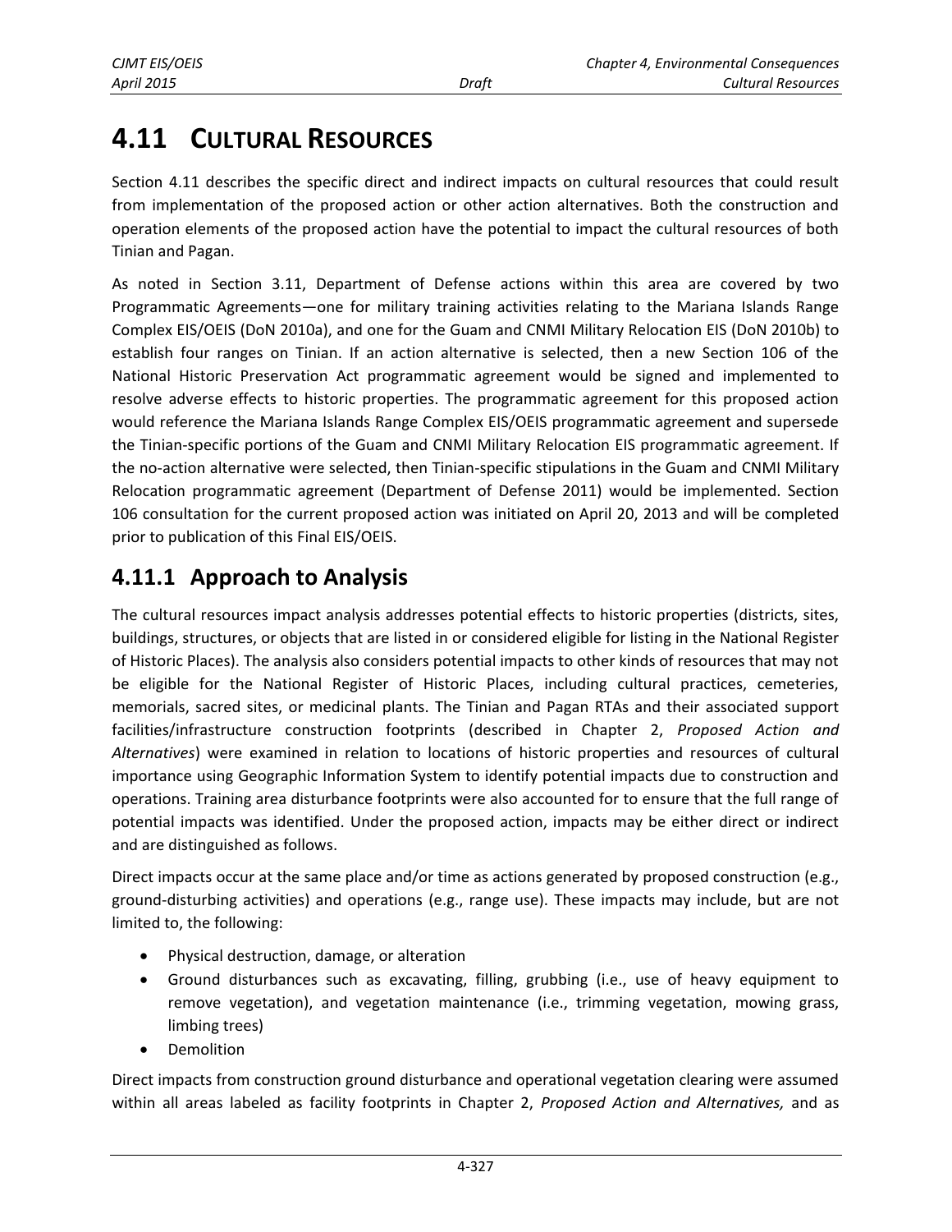# 4.11 CULTURAL RESOURCES

Section 4.11 describes the specific direct and indirect impacts on cultural resources that could result from implementation of the proposed action or other action alternatives. Both the construction and operation elements of the proposed action have the potential to impact the cultural resources of both Tinian and Pagan.

As noted in Section 3.11, Department of Defense actions within this area are covered by two Programmatic Agreements—one for military training activities relating to the Mariana Islands Range Complex EIS/OEIS (DoN 2010a), and one for the Guam and CNMI Military Relocation EIS (DoN 2010b) to establish four ranges on Tinian. If an action alternative is selected, then a new Section 106 of the National Historic Preservation Act programmatic agreement would be signed and implemented to resolve adverse effects to historic properties. The programmatic agreement for this proposed action would reference the Mariana Islands Range Complex EIS/OEIS programmatic agreement and supersede the Tinian-specific portions of the Guam and CNMI Military Relocation EIS programmatic agreement. If the no-action alternative were selected, then Tinian-specific stipulations in the Guam and CNMI Military Relocation programmatic agreement (Department of Defense 2011) would be implemented. Section 106 consultation for the current proposed action was initiated on April 20, 2013 and will be completed prior to publication of this Final EIS/OEIS.

## 4.11.1 Approach to Analysis

The cultural resources impact analysis addresses potential effects to historic properties (districts, sites, buildings, structures, or objects that are listed in or considered eligible for listing in the National Register of Historic Places). The analysis also considers potential impacts to other kinds of resources that may not be eligible for the National Register of Historic Places, including cultural practices, cemeteries, memorials, sacred sites, or medicinal plants. The Tinian and Pagan RTAs and their associated support facilities/infrastructure construction footprints (described in Chapter 2, *Proposed Action and Alternatives*) were examined in relation to locations of historic properties and resources of cultural importance using Geographic Information System to identify potential impacts due to construction and operations. Training area disturbance footprints were also accounted for to ensure that the full range of potential impacts was identified. Under the proposed action, impacts may be either direct or indirect and are distinguished as follows.

Direct impacts occur at the same place and/or time as actions generated by proposed construction (e.g., ground-disturbing activities) and operations (e.g., range use). These impacts may include, but are not limited to, the following:

- Physical destruction, damage, or alteration
- Ground disturbances such as excavating, filling, grubbing (i.e., use of heavy equipment to remove vegetation), and vegetation maintenance (i.e., trimming vegetation, mowing grass, limbing trees)
- Demolition

Direct impacts from construction ground disturbance and operational vegetation clearing were assumed within all areas labeled as facility footprints in Chapter 2, *Proposed Action and Alternatives,* and as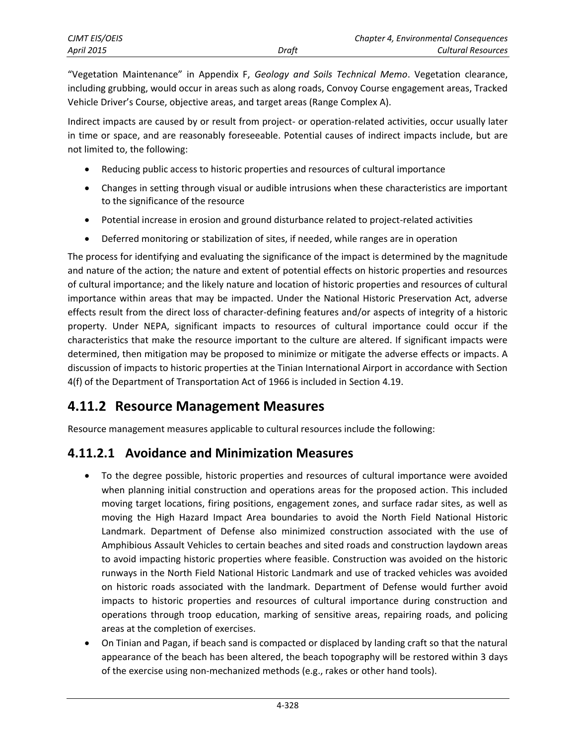"Vegetation Maintenance" in Appendix F, *Geology and Soils Technical Memo*. Vegetation clearance, including grubbing, would occur in areas such as along roads, Convoy Course engagement areas, Tracked Vehicle Driver's Course, objective areas, and target areas (Range Complex A).

Indirect impacts are caused by or result from project- or operation-related activities, occur usually later in time or space, and are reasonably foreseeable. Potential causes of indirect impacts include, but are not limited to, the following:

- Reducing public access to historic properties and resources of cultural importance
- Changes in setting through visual or audible intrusions when these characteristics are important to the significance of the resource
- Potential increase in erosion and ground disturbance related to project-related activities
- Deferred monitoring or stabilization of sites, if needed, while ranges are in operation

The process for identifying and evaluating the significance of the impact is determined by the magnitude and nature of the action; the nature and extent of potential effects on historic properties and resources of cultural importance; and the likely nature and location of historic properties and resources of cultural importance within areas that may be impacted. Under the National Historic Preservation Act, adverse effects result from the direct loss of character-defining features and/or aspects of integrity of a historic property. Under NEPA, significant impacts to resources of cultural importance could occur if the characteristics that make the resource important to the culture are altered. If significant impacts were determined, then mitigation may be proposed to minimize or mitigate the adverse effects or impacts. A discussion of impacts to historic properties at the Tinian International Airport in accordance with Section 4(f) of the Department of Transportation Act of 1966 is included in Section 4.19.

## 4.11.2 Resource Management Measures

Resource management measures applicable to cultural resources include the following:

### 4.11.2.1 Avoidance and Minimization Measures

- To the degree possible, historic properties and resources of cultural importance were avoided when planning initial construction and operations areas for the proposed action. This included moving target locations, firing positions, engagement zones, and surface radar sites, as well as moving the High Hazard Impact Area boundaries to avoid the North Field National Historic Landmark. Department of Defense also minimized construction associated with the use of Amphibious Assault Vehicles to certain beaches and sited roads and construction laydown areas to avoid impacting historic properties where feasible. Construction was avoided on the historic runways in the North Field National Historic Landmark and use of tracked vehicles was avoided on historic roads associated with the landmark. Department of Defense would further avoid impacts to historic properties and resources of cultural importance during construction and operations through troop education, marking of sensitive areas, repairing roads, and policing areas at the completion of exercises.
- On Tinian and Pagan, if beach sand is compacted or displaced by landing craft so that the natural appearance of the beach has been altered, the beach topography will be restored within 3 days of the exercise using non-mechanized methods (e.g., rakes or other hand tools).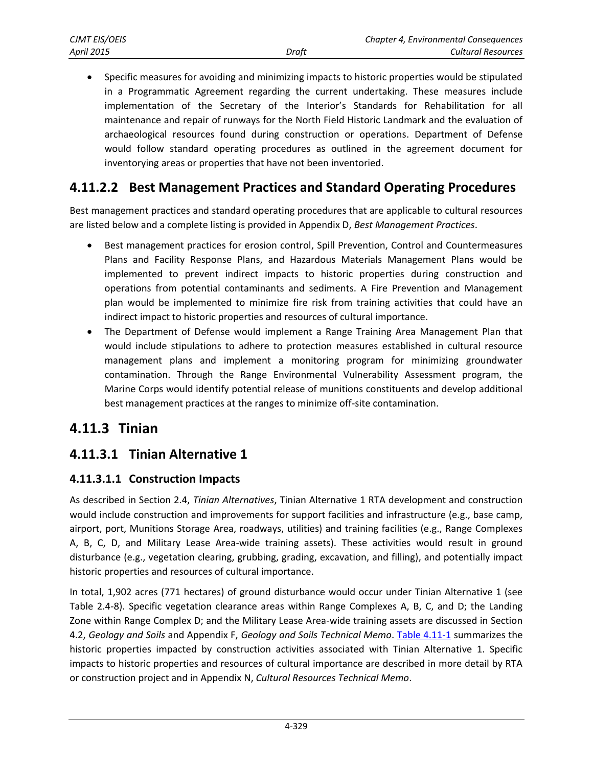- Specific measures for avoiding and minimizing impacts to historic properties would be stipulated in a Programmatic Agreement regarding the current undertaking. These measures include implementation of the Secretary of the Interior's Standards for Rehabilitation for all maintenance and repair of runways for the North Field Historic Landmark and the evaluation of archaeological resources found during construction or operations. Department of Defense would follow standard operating procedures as outlined in the agreement document for inventorying areas or properties that have not been inventoried.

### 4.11.2.2 Best Management Practices and Standard Operating Procedures

Best management practices and standard operating procedures that are applicable to cultural resources are listed below and a complete listing is provided in Appendix D, *Best Management Practices*.

- Best management practices for erosion control, Spill Prevention, Control and Countermeasures Plans and Facility Response Plans, and Hazardous Materials Management Plans would be implemented to prevent indirect impacts to historic properties during construction and operations from potential contaminants and sediments. A Fire Prevention and Management plan would be implemented to minimize fire risk from training activities that could have an indirect impact to historic properties and resources of cultural importance.
- The Department of Defense would implement a Range Training Area Management Plan that would include stipulations to adhere to protection measures established in cultural resource management plans and implement a monitoring program for minimizing groundwater contamination. Through the Range Environmental Vulnerability Assessment program, the Marine Corps would identify potential release of munitions constituents and develop additional best management practices at the ranges to minimize off-site contamination.

## 4.11.3 Tinian

### 4.11.3.1 Tinian Alternative 1

#### 4.11.3.1.1 Construction Impacts

As described in Section 2.4, *Tinian Alternatives*, Tinian Alternative 1 RTA development and construction would include construction and improvements for support facilities and infrastructure (e.g., base camp, airport, port, Munitions Storage Area, roadways, utilities) and training facilities (e.g., Range Complexes A, B, C, D, and Military Lease Area-wide training assets). These activities would result in ground disturbance (e.g., vegetation clearing, grubbing, grading, excavation, and filling), and potentially impact historic properties and resources of cultural importance.

In total, 1,902 acres (771 hectares) of ground disturbance would occur under Tinian Alternative 1 (see Table 2.4-8). Specific vegetation clearance areas within Range Complexes A, B, C, and D; the Landing Zone within Range Complex D; and the Military Lease Area-wide training assets are discussed in Section 4.2, *Geology and Soils* and Appendix F, *Geology and Soils Technical Memo*. Table 4.11-1 summarizes the historic properties impacted by construction activities associated with Tinian Alternative 1. Specific impacts to historic properties and resources of cultural importance are described in more detail by RTA or construction project and in Appendix N, *Cultural Resources Technical Memo*.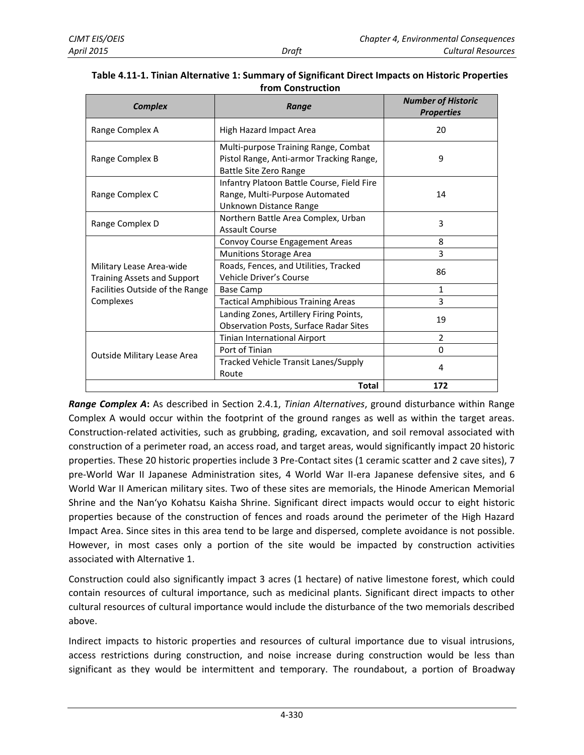**Table 4.11-1. Tinian Alternative 1: Summary of Significant Direct Impacts on Historic Properties from Construction**

| *Complex* | *Range* | *Number of Historic Properties* |
|---|---|---|
| Range Complex A | High Hazard Impact Area | 20 |
| Range Complex B | Multi-purpose Training Range, Combat Pistol Range, Anti-armor Tracking Range, Battle Site Zero Range | 9 |
| Range Complex C | Infantry Platoon Battle Course, Field Fire Range, Multi-Purpose Automated Unknown Distance Range | 14 |
| Range Complex D | Northern Battle Area Complex, Urban Assault Course | 3 |
| Military Lease Area-wide Training Assets and Support Facilities Outside of the Range Complexes | Convoy Course Engagement Areas | 8 |
| | Munitions Storage Area | 3 |
| | Roads, Fences, and Utilities, Tracked Vehicle Driver's Course | 86 |
| | Base Camp | 1 |
| | Tactical Amphibious Training Areas | 3 |
| | Landing Zones, Artillery Firing Points, Observation Posts, Surface Radar Sites | 19 |
| Outside Military Lease Area | Tinian International Airport | 2 |
| | Port of Tinian | 0 |
| | Tracked Vehicle Transit Lanes/Supply Route | 4 |
| | **Total** | **172** |

***Range Complex A*:** As described in Section 2.4.1, *Tinian Alternatives*, ground disturbance within Range Complex A would occur within the footprint of the ground ranges as well as within the target areas. Construction-related activities, such as grubbing, grading, excavation, and soil removal associated with construction of a perimeter road, an access road, and target areas, would significantly impact 20 historic properties. These 20 historic properties include 3 Pre-Contact sites (1 ceramic scatter and 2 cave sites), 7 pre-World War II Japanese Administration sites, 4 World War II-era Japanese defensive sites, and 6 World War II American military sites. Two of these sites are memorials, the Hinode American Memorial Shrine and the Nan'yo Kohatsu Kaisha Shrine. Significant direct impacts would occur to eight historic properties because of the construction of fences and roads around the perimeter of the High Hazard Impact Area. Since sites in this area tend to be large and dispersed, complete avoidance is not possible. However, in most cases only a portion of the site would be impacted by construction activities associated with Alternative 1.

Construction could also significantly impact 3 acres (1 hectare) of native limestone forest, which could contain resources of cultural importance, such as medicinal plants. Significant direct impacts to other cultural resources of cultural importance would include the disturbance of the two memorials described above.

Indirect impacts to historic properties and resources of cultural importance due to visual intrusions, access restrictions during construction, and noise increase during construction would be less than significant as they would be intermittent and temporary. The roundabout, a portion of Broadway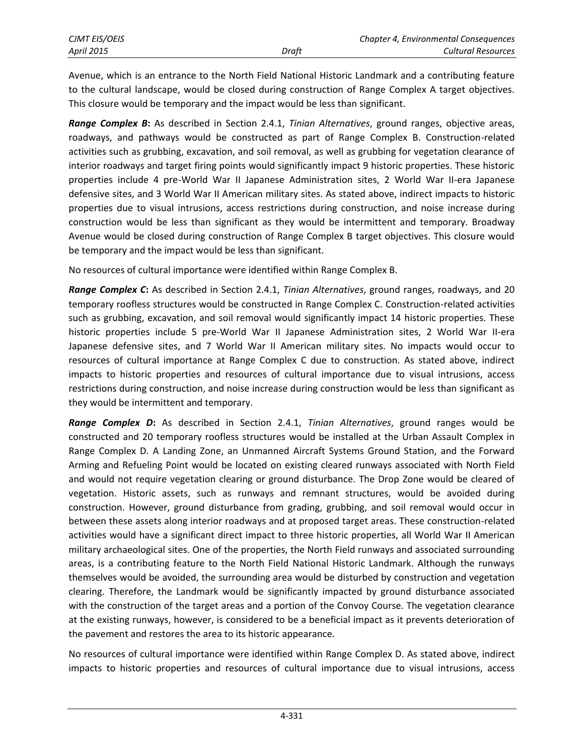Avenue, which is an entrance to the North Field National Historic Landmark and a contributing feature to the cultural landscape, would be closed during construction of Range Complex A target objectives. This closure would be temporary and the impact would be less than significant.

***Range Complex B*:** As described in Section 2.4.1, *Tinian Alternatives*, ground ranges, objective areas, roadways, and pathways would be constructed as part of Range Complex B. Construction-related activities such as grubbing, excavation, and soil removal, as well as grubbing for vegetation clearance of interior roadways and target firing points would significantly impact 9 historic properties. These historic properties include 4 pre-World War II Japanese Administration sites, 2 World War II-era Japanese defensive sites, and 3 World War II American military sites. As stated above, indirect impacts to historic properties due to visual intrusions, access restrictions during construction, and noise increase during construction would be less than significant as they would be intermittent and temporary. Broadway Avenue would be closed during construction of Range Complex B target objectives. This closure would be temporary and the impact would be less than significant.

No resources of cultural importance were identified within Range Complex B.

***Range Complex C*:** As described in Section 2.4.1, *Tinian Alternatives*, ground ranges, roadways, and 20 temporary roofless structures would be constructed in Range Complex C. Construction-related activities such as grubbing, excavation, and soil removal would significantly impact 14 historic properties. These historic properties include 5 pre-World War II Japanese Administration sites, 2 World War II-era Japanese defensive sites, and 7 World War II American military sites. No impacts would occur to resources of cultural importance at Range Complex C due to construction. As stated above, indirect impacts to historic properties and resources of cultural importance due to visual intrusions, access restrictions during construction, and noise increase during construction would be less than significant as they would be intermittent and temporary.

***Range Complex D*:** As described in Section 2.4.1, *Tinian Alternatives*, ground ranges would be constructed and 20 temporary roofless structures would be installed at the Urban Assault Complex in Range Complex D. A Landing Zone, an Unmanned Aircraft Systems Ground Station, and the Forward Arming and Refueling Point would be located on existing cleared runways associated with North Field and would not require vegetation clearing or ground disturbance. The Drop Zone would be cleared of vegetation. Historic assets, such as runways and remnant structures, would be avoided during construction. However, ground disturbance from grading, grubbing, and soil removal would occur in between these assets along interior roadways and at proposed target areas. These construction-related activities would have a significant direct impact to three historic properties, all World War II American military archaeological sites. One of the properties, the North Field runways and associated surrounding areas, is a contributing feature to the North Field National Historic Landmark. Although the runways themselves would be avoided, the surrounding area would be disturbed by construction and vegetation clearing. Therefore, the Landmark would be significantly impacted by ground disturbance associated with the construction of the target areas and a portion of the Convoy Course. The vegetation clearance at the existing runways, however, is considered to be a beneficial impact as it prevents deterioration of the pavement and restores the area to its historic appearance.

No resources of cultural importance were identified within Range Complex D. As stated above, indirect impacts to historic properties and resources of cultural importance due to visual intrusions, access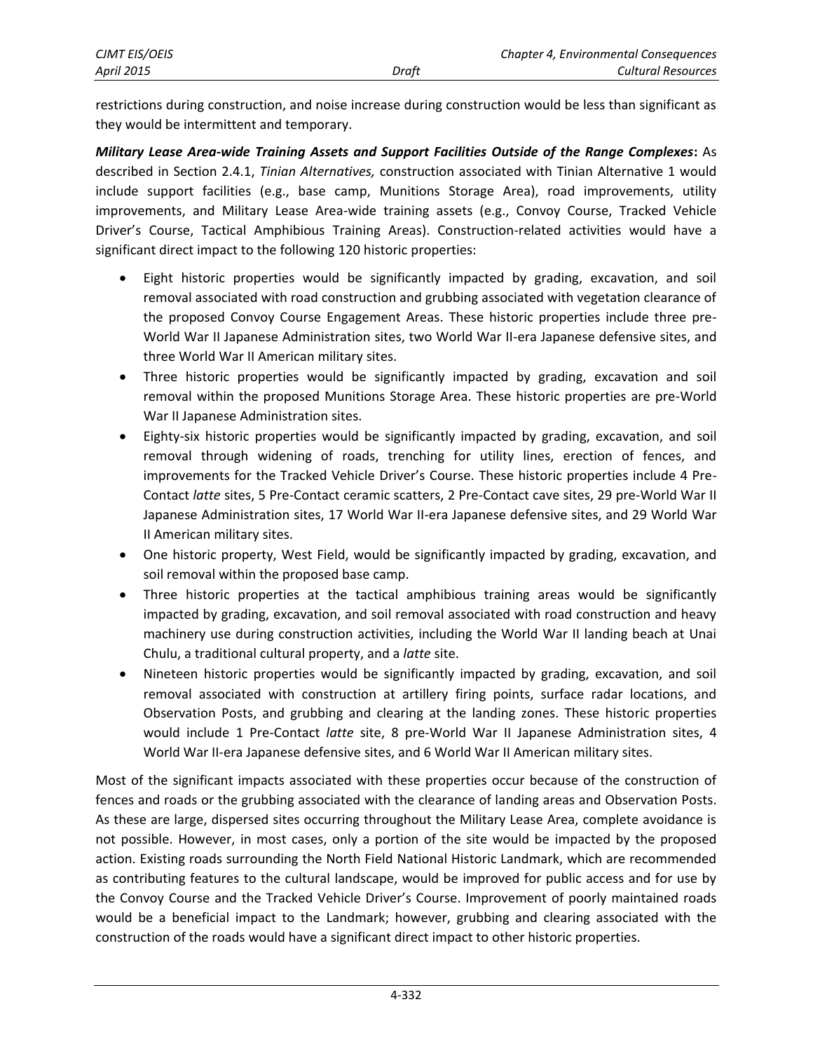restrictions during construction, and noise increase during construction would be less than significant as they would be intermittent and temporary.

***Military Lease Area-wide Training Assets and Support Facilities Outside of the Range Complexes*:** As described in Section 2.4.1, *Tinian Alternatives,* construction associated with Tinian Alternative 1 would include support facilities (e.g., base camp, Munitions Storage Area), road improvements, utility improvements, and Military Lease Area-wide training assets (e.g., Convoy Course, Tracked Vehicle Driver's Course, Tactical Amphibious Training Areas). Construction-related activities would have a significant direct impact to the following 120 historic properties:

- Eight historic properties would be significantly impacted by grading, excavation, and soil removal associated with road construction and grubbing associated with vegetation clearance of the proposed Convoy Course Engagement Areas. These historic properties include three pre-World War II Japanese Administration sites, two World War II-era Japanese defensive sites, and three World War II American military sites.
- Three historic properties would be significantly impacted by grading, excavation and soil removal within the proposed Munitions Storage Area. These historic properties are pre-World War II Japanese Administration sites.
- Eighty-six historic properties would be significantly impacted by grading, excavation, and soil removal through widening of roads, trenching for utility lines, erection of fences, and improvements for the Tracked Vehicle Driver's Course. These historic properties include 4 Pre-Contact *latte* sites, 5 Pre-Contact ceramic scatters, 2 Pre-Contact cave sites, 29 pre-World War II Japanese Administration sites, 17 World War II-era Japanese defensive sites, and 29 World War II American military sites.
- One historic property, West Field, would be significantly impacted by grading, excavation, and soil removal within the proposed base camp.
- Three historic properties at the tactical amphibious training areas would be significantly impacted by grading, excavation, and soil removal associated with road construction and heavy machinery use during construction activities, including the World War II landing beach at Unai Chulu, a traditional cultural property, and a *latte* site.
- Nineteen historic properties would be significantly impacted by grading, excavation, and soil removal associated with construction at artillery firing points, surface radar locations, and Observation Posts, and grubbing and clearing at the landing zones. These historic properties would include 1 Pre-Contact *latte* site, 8 pre-World War II Japanese Administration sites, 4 World War II-era Japanese defensive sites, and 6 World War II American military sites.

Most of the significant impacts associated with these properties occur because of the construction of fences and roads or the grubbing associated with the clearance of landing areas and Observation Posts. As these are large, dispersed sites occurring throughout the Military Lease Area, complete avoidance is not possible. However, in most cases, only a portion of the site would be impacted by the proposed action. Existing roads surrounding the North Field National Historic Landmark, which are recommended as contributing features to the cultural landscape, would be improved for public access and for use by the Convoy Course and the Tracked Vehicle Driver's Course. Improvement of poorly maintained roads would be a beneficial impact to the Landmark; however, grubbing and clearing associated with the construction of the roads would have a significant direct impact to other historic properties.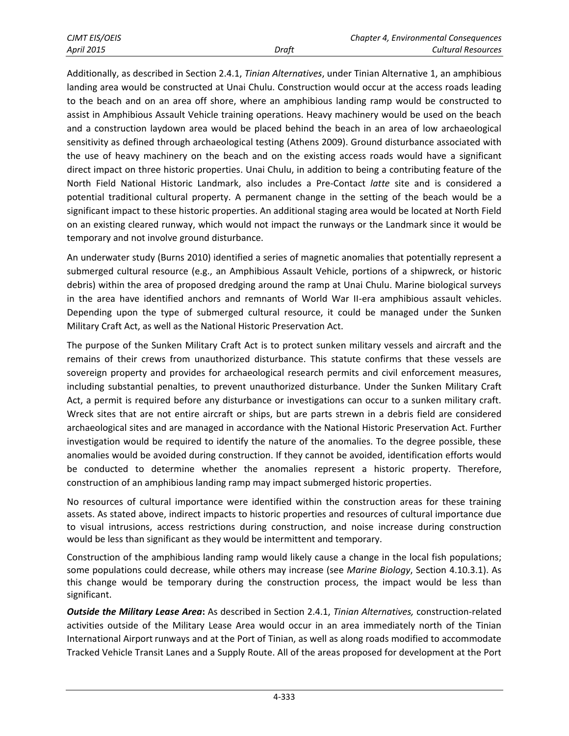Additionally, as described in Section 2.4.1, *Tinian Alternatives*, under Tinian Alternative 1, an amphibious landing area would be constructed at Unai Chulu. Construction would occur at the access roads leading to the beach and on an area off shore, where an amphibious landing ramp would be constructed to assist in Amphibious Assault Vehicle training operations. Heavy machinery would be used on the beach and a construction laydown area would be placed behind the beach in an area of low archaeological sensitivity as defined through archaeological testing (Athens 2009). Ground disturbance associated with the use of heavy machinery on the beach and on the existing access roads would have a significant direct impact on three historic properties. Unai Chulu, in addition to being a contributing feature of the North Field National Historic Landmark, also includes a Pre-Contact *latte* site and is considered a potential traditional cultural property. A permanent change in the setting of the beach would be a significant impact to these historic properties. An additional staging area would be located at North Field on an existing cleared runway, which would not impact the runways or the Landmark since it would be temporary and not involve ground disturbance.

An underwater study (Burns 2010) identified a series of magnetic anomalies that potentially represent a submerged cultural resource (e.g., an Amphibious Assault Vehicle, portions of a shipwreck, or historic debris) within the area of proposed dredging around the ramp at Unai Chulu. Marine biological surveys in the area have identified anchors and remnants of World War II-era amphibious assault vehicles. Depending upon the type of submerged cultural resource, it could be managed under the Sunken Military Craft Act, as well as the National Historic Preservation Act.

The purpose of the Sunken Military Craft Act is to protect sunken military vessels and aircraft and the remains of their crews from unauthorized disturbance. This statute confirms that these vessels are sovereign property and provides for archaeological research permits and civil enforcement measures, including substantial penalties, to prevent unauthorized disturbance. Under the Sunken Military Craft Act, a permit is required before any disturbance or investigations can occur to a sunken military craft. Wreck sites that are not entire aircraft or ships, but are parts strewn in a debris field are considered archaeological sites and are managed in accordance with the National Historic Preservation Act. Further investigation would be required to identify the nature of the anomalies. To the degree possible, these anomalies would be avoided during construction. If they cannot be avoided, identification efforts would be conducted to determine whether the anomalies represent a historic property. Therefore, construction of an amphibious landing ramp may impact submerged historic properties.

No resources of cultural importance were identified within the construction areas for these training assets. As stated above, indirect impacts to historic properties and resources of cultural importance due to visual intrusions, access restrictions during construction, and noise increase during construction would be less than significant as they would be intermittent and temporary.

Construction of the amphibious landing ramp would likely cause a change in the local fish populations; some populations could decrease, while others may increase (see *Marine Biology*, Section 4.10.3.1). As this change would be temporary during the construction process, the impact would be less than significant.

***Outside the Military Lease Area*:** As described in Section 2.4.1, *Tinian Alternatives,* construction-related activities outside of the Military Lease Area would occur in an area immediately north of the Tinian International Airport runways and at the Port of Tinian, as well as along roads modified to accommodate Tracked Vehicle Transit Lanes and a Supply Route. All of the areas proposed for development at the Port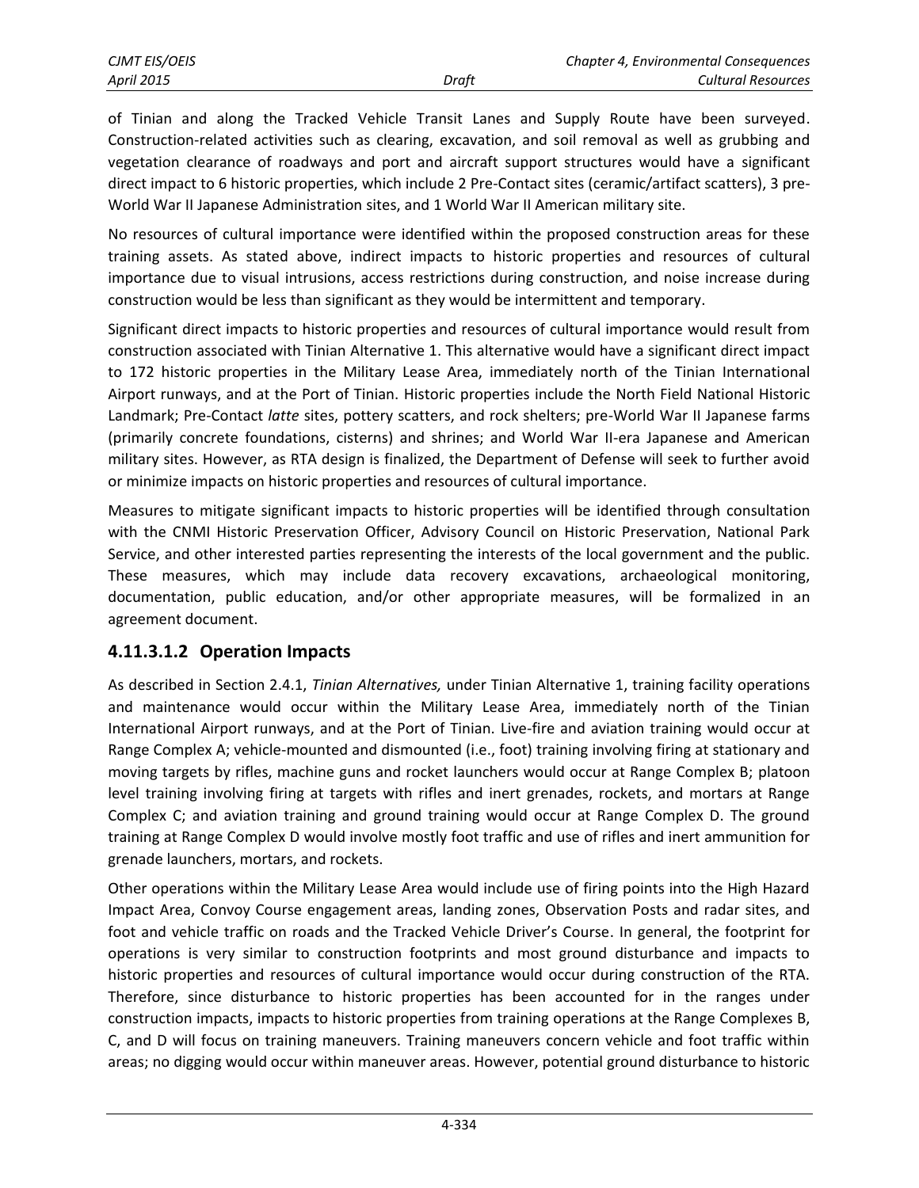of Tinian and along the Tracked Vehicle Transit Lanes and Supply Route have been surveyed. Construction-related activities such as clearing, excavation, and soil removal as well as grubbing and vegetation clearance of roadways and port and aircraft support structures would have a significant direct impact to 6 historic properties, which include 2 Pre-Contact sites (ceramic/artifact scatters), 3 pre-World War II Japanese Administration sites, and 1 World War II American military site.

No resources of cultural importance were identified within the proposed construction areas for these training assets. As stated above, indirect impacts to historic properties and resources of cultural importance due to visual intrusions, access restrictions during construction, and noise increase during construction would be less than significant as they would be intermittent and temporary.

Significant direct impacts to historic properties and resources of cultural importance would result from construction associated with Tinian Alternative 1. This alternative would have a significant direct impact to 172 historic properties in the Military Lease Area, immediately north of the Tinian International Airport runways, and at the Port of Tinian. Historic properties include the North Field National Historic Landmark; Pre-Contact *latte* sites, pottery scatters, and rock shelters; pre-World War II Japanese farms (primarily concrete foundations, cisterns) and shrines; and World War II-era Japanese and American military sites. However, as RTA design is finalized, the Department of Defense will seek to further avoid or minimize impacts on historic properties and resources of cultural importance.

Measures to mitigate significant impacts to historic properties will be identified through consultation with the CNMI Historic Preservation Officer, Advisory Council on Historic Preservation, National Park Service, and other interested parties representing the interests of the local government and the public. These measures, which may include data recovery excavations, archaeological monitoring, documentation, public education, and/or other appropriate measures, will be formalized in an agreement document.

#### 4.11.3.1.2 Operation Impacts

As described in Section 2.4.1, *Tinian Alternatives,* under Tinian Alternative 1, training facility operations and maintenance would occur within the Military Lease Area, immediately north of the Tinian International Airport runways, and at the Port of Tinian. Live-fire and aviation training would occur at Range Complex A; vehicle-mounted and dismounted (i.e., foot) training involving firing at stationary and moving targets by rifles, machine guns and rocket launchers would occur at Range Complex B; platoon level training involving firing at targets with rifles and inert grenades, rockets, and mortars at Range Complex C; and aviation training and ground training would occur at Range Complex D. The ground training at Range Complex D would involve mostly foot traffic and use of rifles and inert ammunition for grenade launchers, mortars, and rockets.

Other operations within the Military Lease Area would include use of firing points into the High Hazard Impact Area, Convoy Course engagement areas, landing zones, Observation Posts and radar sites, and foot and vehicle traffic on roads and the Tracked Vehicle Driver's Course. In general, the footprint for operations is very similar to construction footprints and most ground disturbance and impacts to historic properties and resources of cultural importance would occur during construction of the RTA. Therefore, since disturbance to historic properties has been accounted for in the ranges under construction impacts, impacts to historic properties from training operations at the Range Complexes B, C, and D will focus on training maneuvers. Training maneuvers concern vehicle and foot traffic within areas; no digging would occur within maneuver areas. However, potential ground disturbance to historic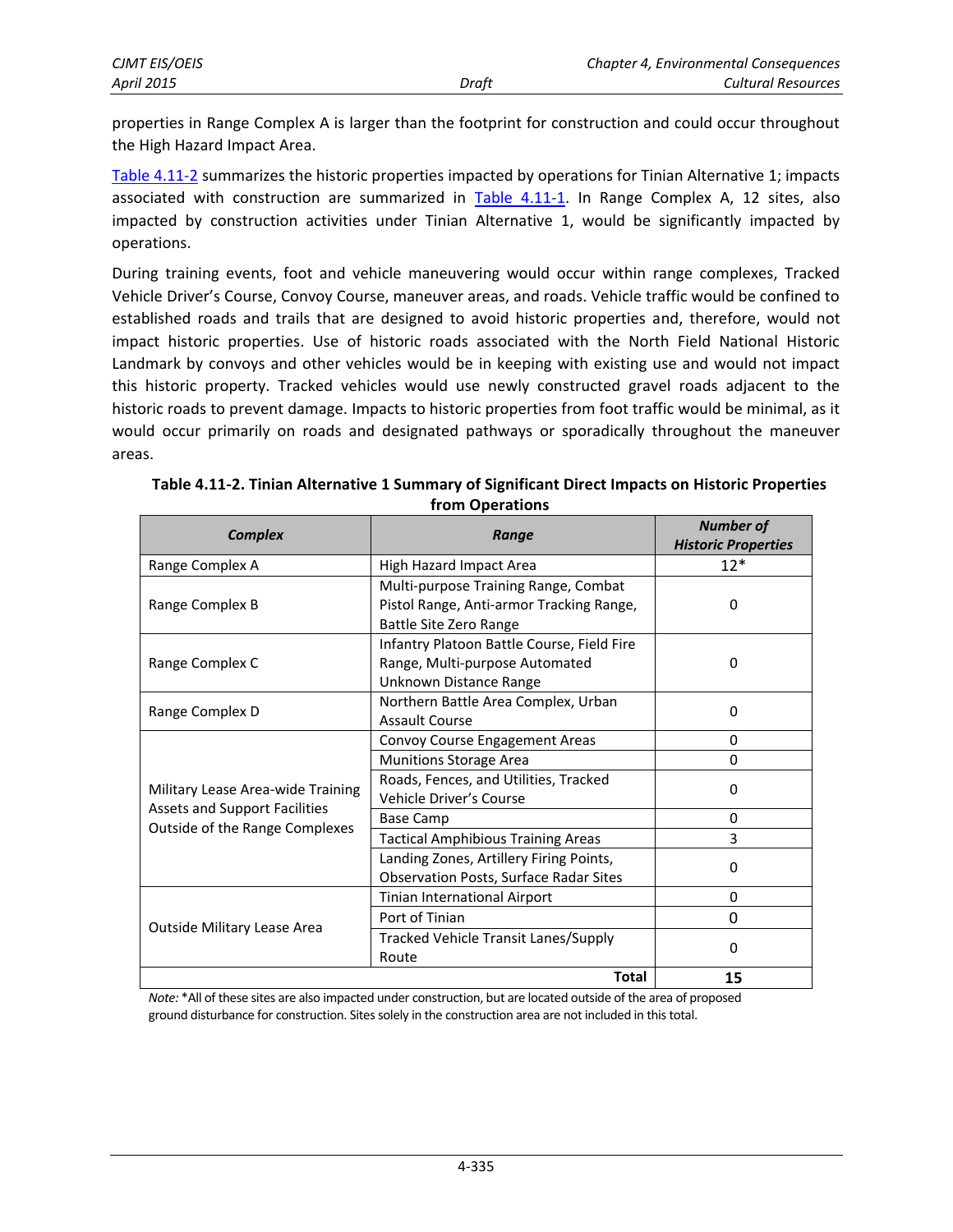properties in Range Complex A is larger than the footprint for construction and could occur throughout the High Hazard Impact Area.

Table 4.11-2 summarizes the historic properties impacted by operations for Tinian Alternative 1; impacts associated with construction are summarized in Table 4.11-1. In Range Complex A, 12 sites, also impacted by construction activities under Tinian Alternative 1, would be significantly impacted by operations.

During training events, foot and vehicle maneuvering would occur within range complexes, Tracked Vehicle Driver's Course, Convoy Course, maneuver areas, and roads. Vehicle traffic would be confined to established roads and trails that are designed to avoid historic properties and, therefore, would not impact historic properties. Use of historic roads associated with the North Field National Historic Landmark by convoys and other vehicles would be in keeping with existing use and would not impact this historic property. Tracked vehicles would use newly constructed gravel roads adjacent to the historic roads to prevent damage. Impacts to historic properties from foot traffic would be minimal, as it would occur primarily on roads and designated pathways or sporadically throughout the maneuver areas.

**Table 4.11-2. Tinian Alternative 1 Summary of Significant Direct Impacts on Historic Properties from Operations**

| *Complex* | *Range* | *Number of Historic Properties* |
|---|---|---|
| Range Complex A | High Hazard Impact Area | 12* |
| Range Complex B | Multi-purpose Training Range, Combat Pistol Range, Anti-armor Tracking Range, Battle Site Zero Range | 0 |
| Range Complex C | Infantry Platoon Battle Course, Field Fire Range, Multi-purpose Automated Unknown Distance Range | 0 |
| Range Complex D | Northern Battle Area Complex, Urban Assault Course | 0 |
| Military Lease Area-wide Training Assets and Support Facilities Outside of the Range Complexes | Convoy Course Engagement Areas | 0 |
| | Munitions Storage Area | 0 |
| | Roads, Fences, and Utilities, Tracked Vehicle Driver's Course | 0 |
| | Base Camp | 0 |
| | Tactical Amphibious Training Areas | 3 |
| | Landing Zones, Artillery Firing Points, Observation Posts, Surface Radar Sites | 0 |
| Outside Military Lease Area | Tinian International Airport | 0 |
| | Port of Tinian | 0 |
| | Tracked Vehicle Transit Lanes/Supply Route | 0 |
| | **Total** | **15** |

*Note:* *All of these sites are also impacted under construction, but are located outside of the area of proposed ground disturbance for construction. Sites solely in the construction area are not included in this total.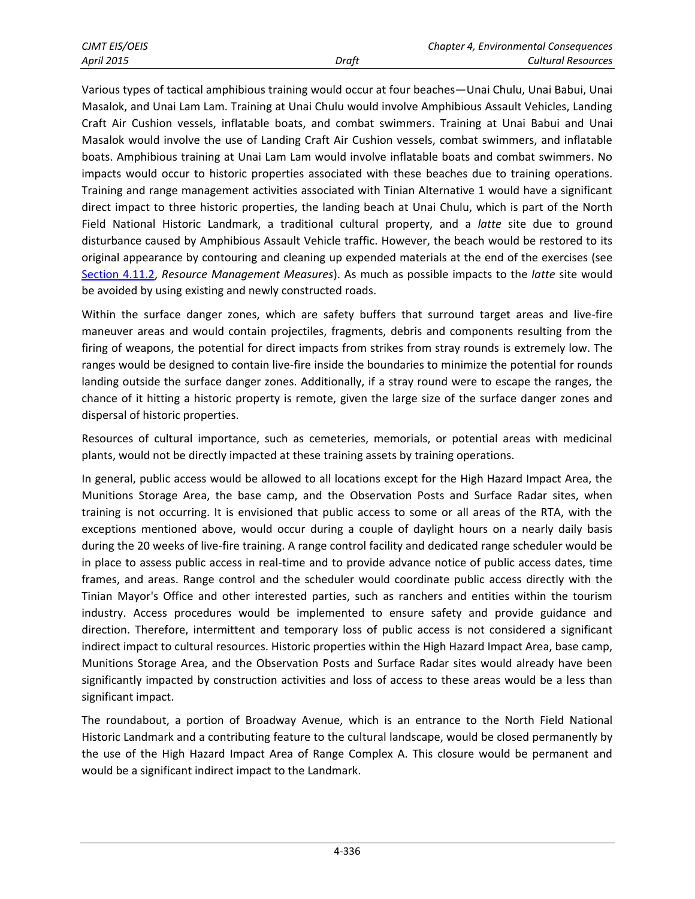Various types of tactical amphibious training would occur at four beaches—Unai Chulu, Unai Babui, Unai Masalok, and Unai Lam Lam. Training at Unai Chulu would involve Amphibious Assault Vehicles, Landing Craft Air Cushion vessels, inflatable boats, and combat swimmers. Training at Unai Babui and Unai Masalok would involve the use of Landing Craft Air Cushion vessels, combat swimmers, and inflatable boats. Amphibious training at Unai Lam Lam would involve inflatable boats and combat swimmers. No impacts would occur to historic properties associated with these beaches due to training operations. Training and range management activities associated with Tinian Alternative 1 would have a significant direct impact to three historic properties, the landing beach at Unai Chulu, which is part of the North Field National Historic Landmark, a traditional cultural property, and a *latte* site due to ground disturbance caused by Amphibious Assault Vehicle traffic. However, the beach would be restored to its original appearance by contouring and cleaning up expended materials at the end of the exercises (see Section 4.11.2, *Resource Management Measures*). As much as possible impacts to the *latte* site would be avoided by using existing and newly constructed roads.

Within the surface danger zones, which are safety buffers that surround target areas and live-fire maneuver areas and would contain projectiles, fragments, debris and components resulting from the firing of weapons, the potential for direct impacts from strikes from stray rounds is extremely low. The ranges would be designed to contain live-fire inside the boundaries to minimize the potential for rounds landing outside the surface danger zones. Additionally, if a stray round were to escape the ranges, the chance of it hitting a historic property is remote, given the large size of the surface danger zones and dispersal of historic properties.

Resources of cultural importance, such as cemeteries, memorials, or potential areas with medicinal plants, would not be directly impacted at these training assets by training operations.

In general, public access would be allowed to all locations except for the High Hazard Impact Area, the Munitions Storage Area, the base camp, and the Observation Posts and Surface Radar sites, when training is not occurring. It is envisioned that public access to some or all areas of the RTA, with the exceptions mentioned above, would occur during a couple of daylight hours on a nearly daily basis during the 20 weeks of live-fire training. A range control facility and dedicated range scheduler would be in place to assess public access in real-time and to provide advance notice of public access dates, time frames, and areas. Range control and the scheduler would coordinate public access directly with the Tinian Mayor's Office and other interested parties, such as ranchers and entities within the tourism industry. Access procedures would be implemented to ensure safety and provide guidance and direction. Therefore, intermittent and temporary loss of public access is not considered a significant indirect impact to cultural resources. Historic properties within the High Hazard Impact Area, base camp, Munitions Storage Area, and the Observation Posts and Surface Radar sites would already have been significantly impacted by construction activities and loss of access to these areas would be a less than significant impact.

The roundabout, a portion of Broadway Avenue, which is an entrance to the North Field National Historic Landmark and a contributing feature to the cultural landscape, would be closed permanently by the use of the High Hazard Impact Area of Range Complex A. This closure would be permanent and would be a significant indirect impact to the Landmark.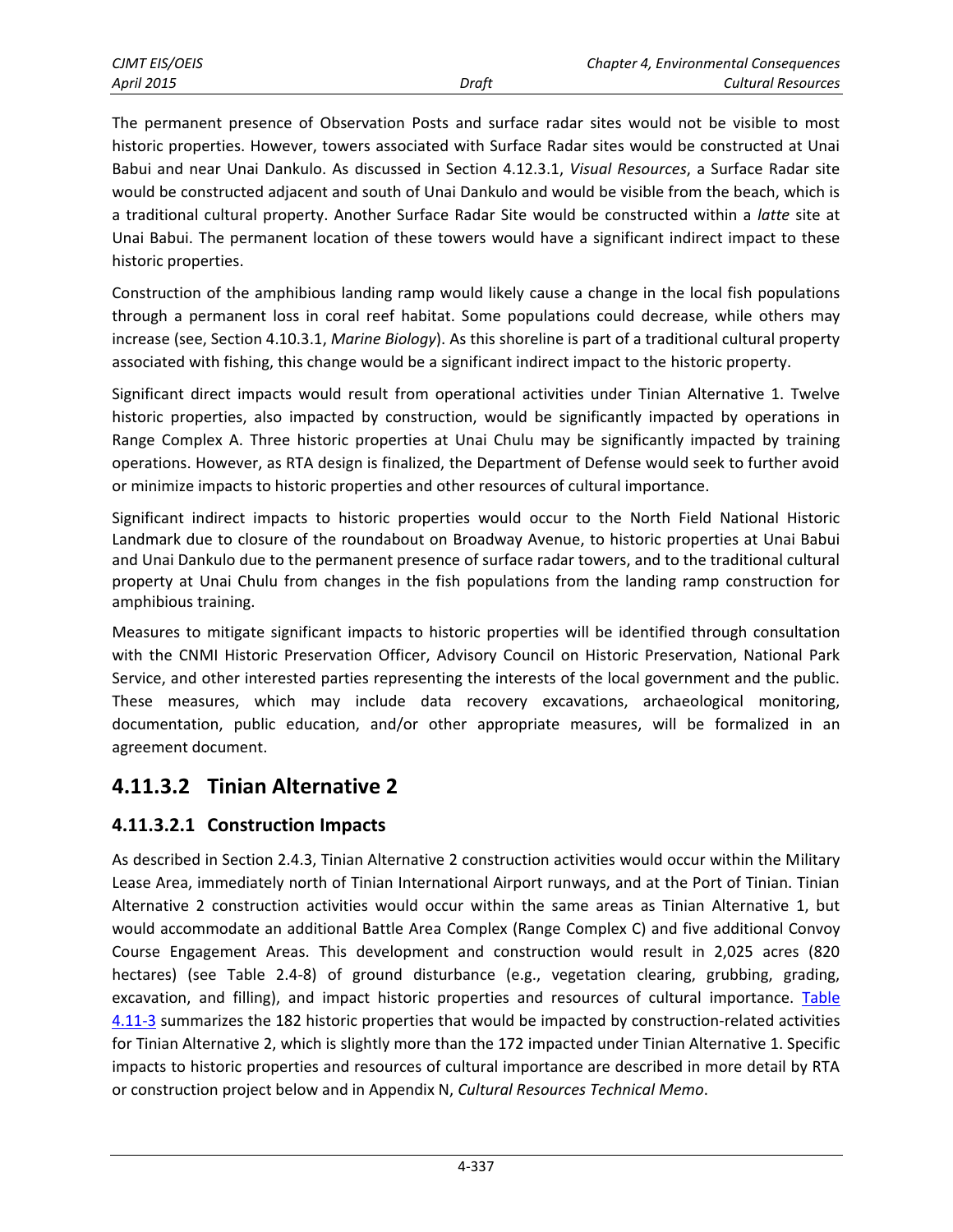The permanent presence of Observation Posts and surface radar sites would not be visible to most historic properties. However, towers associated with Surface Radar sites would be constructed at Unai Babui and near Unai Dankulo. As discussed in Section 4.12.3.1, *Visual Resources*, a Surface Radar site would be constructed adjacent and south of Unai Dankulo and would be visible from the beach, which is a traditional cultural property. Another Surface Radar Site would be constructed within a *latte* site at Unai Babui. The permanent location of these towers would have a significant indirect impact to these historic properties.

Construction of the amphibious landing ramp would likely cause a change in the local fish populations through a permanent loss in coral reef habitat. Some populations could decrease, while others may increase (see, Section 4.10.3.1, *Marine Biology*). As this shoreline is part of a traditional cultural property associated with fishing, this change would be a significant indirect impact to the historic property.

Significant direct impacts would result from operational activities under Tinian Alternative 1. Twelve historic properties, also impacted by construction, would be significantly impacted by operations in Range Complex A. Three historic properties at Unai Chulu may be significantly impacted by training operations. However, as RTA design is finalized, the Department of Defense would seek to further avoid or minimize impacts to historic properties and other resources of cultural importance.

Significant indirect impacts to historic properties would occur to the North Field National Historic Landmark due to closure of the roundabout on Broadway Avenue, to historic properties at Unai Babui and Unai Dankulo due to the permanent presence of surface radar towers, and to the traditional cultural property at Unai Chulu from changes in the fish populations from the landing ramp construction for amphibious training.

Measures to mitigate significant impacts to historic properties will be identified through consultation with the CNMI Historic Preservation Officer, Advisory Council on Historic Preservation, National Park Service, and other interested parties representing the interests of the local government and the public. These measures, which may include data recovery excavations, archaeological monitoring, documentation, public education, and/or other appropriate measures, will be formalized in an agreement document.

## 4.11.3.2 Tinian Alternative 2

### 4.11.3.2.1 Construction Impacts

As described in Section 2.4.3, Tinian Alternative 2 construction activities would occur within the Military Lease Area, immediately north of Tinian International Airport runways, and at the Port of Tinian. Tinian Alternative 2 construction activities would occur within the same areas as Tinian Alternative 1, but would accommodate an additional Battle Area Complex (Range Complex C) and five additional Convoy Course Engagement Areas. This development and construction would result in 2,025 acres (820 hectares) (see Table 2.4-8) of ground disturbance (e.g., vegetation clearing, grubbing, grading, excavation, and filling), and impact historic properties and resources of cultural importance. Table 4.11-3 summarizes the 182 historic properties that would be impacted by construction-related activities for Tinian Alternative 2, which is slightly more than the 172 impacted under Tinian Alternative 1. Specific impacts to historic properties and resources of cultural importance are described in more detail by RTA or construction project below and in Appendix N, *Cultural Resources Technical Memo*.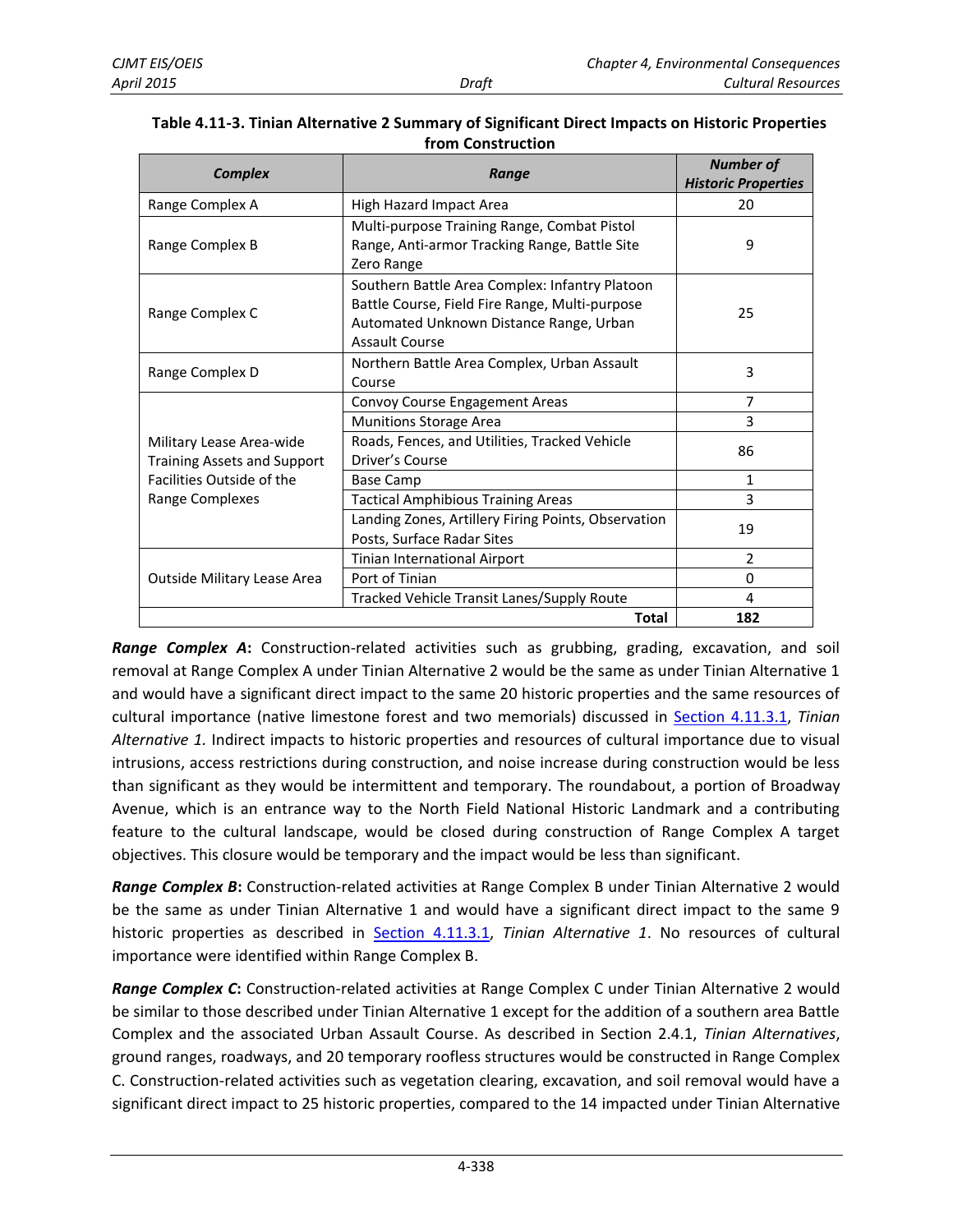**Table 4.11-3. Tinian Alternative 2 Summary of Significant Direct Impacts on Historic Properties from Construction**

| *Complex* | *Range* | *Number of Historic Properties* |
|---|---|---|
| Range Complex A | High Hazard Impact Area | 20 |
| Range Complex B | Multi-purpose Training Range, Combat Pistol Range, Anti-armor Tracking Range, Battle Site Zero Range | 9 |
| Range Complex C | Southern Battle Area Complex: Infantry Platoon Battle Course, Field Fire Range, Multi-purpose Automated Unknown Distance Range, Urban Assault Course | 25 |
| Range Complex D | Northern Battle Area Complex, Urban Assault Course | 3 |
| Military Lease Area-wide Training Assets and Support Facilities Outside of the Range Complexes | Convoy Course Engagement Areas | 7 |
| | Munitions Storage Area | 3 |
| | Roads, Fences, and Utilities, Tracked Vehicle Driver's Course | 86 |
| | Base Camp | 1 |
| | Tactical Amphibious Training Areas | 3 |
| | Landing Zones, Artillery Firing Points, Observation Posts, Surface Radar Sites | 19 |
| Outside Military Lease Area | Tinian International Airport | 2 |
| | Port of Tinian | 0 |
| | Tracked Vehicle Transit Lanes/Supply Route | 4 |
| | **Total** | **182** |

***Range Complex A*:** Construction-related activities such as grubbing, grading, excavation, and soil removal at Range Complex A under Tinian Alternative 2 would be the same as under Tinian Alternative 1 and would have a significant direct impact to the same 20 historic properties and the same resources of cultural importance (native limestone forest and two memorials) discussed in Section 4.11.3.1, *Tinian Alternative 1.* Indirect impacts to historic properties and resources of cultural importance due to visual intrusions, access restrictions during construction, and noise increase during construction would be less than significant as they would be intermittent and temporary. The roundabout, a portion of Broadway Avenue, which is an entrance way to the North Field National Historic Landmark and a contributing feature to the cultural landscape, would be closed during construction of Range Complex A target objectives. This closure would be temporary and the impact would be less than significant.

***Range Complex B*:** Construction-related activities at Range Complex B under Tinian Alternative 2 would be the same as under Tinian Alternative 1 and would have a significant direct impact to the same 9 historic properties as described in Section 4.11.3.1, *Tinian Alternative 1*. No resources of cultural importance were identified within Range Complex B.

***Range Complex C*:** Construction-related activities at Range Complex C under Tinian Alternative 2 would be similar to those described under Tinian Alternative 1 except for the addition of a southern area Battle Complex and the associated Urban Assault Course. As described in Section 2.4.1, *Tinian Alternatives*, ground ranges, roadways, and 20 temporary roofless structures would be constructed in Range Complex C. Construction-related activities such as vegetation clearing, excavation, and soil removal would have a significant direct impact to 25 historic properties, compared to the 14 impacted under Tinian Alternative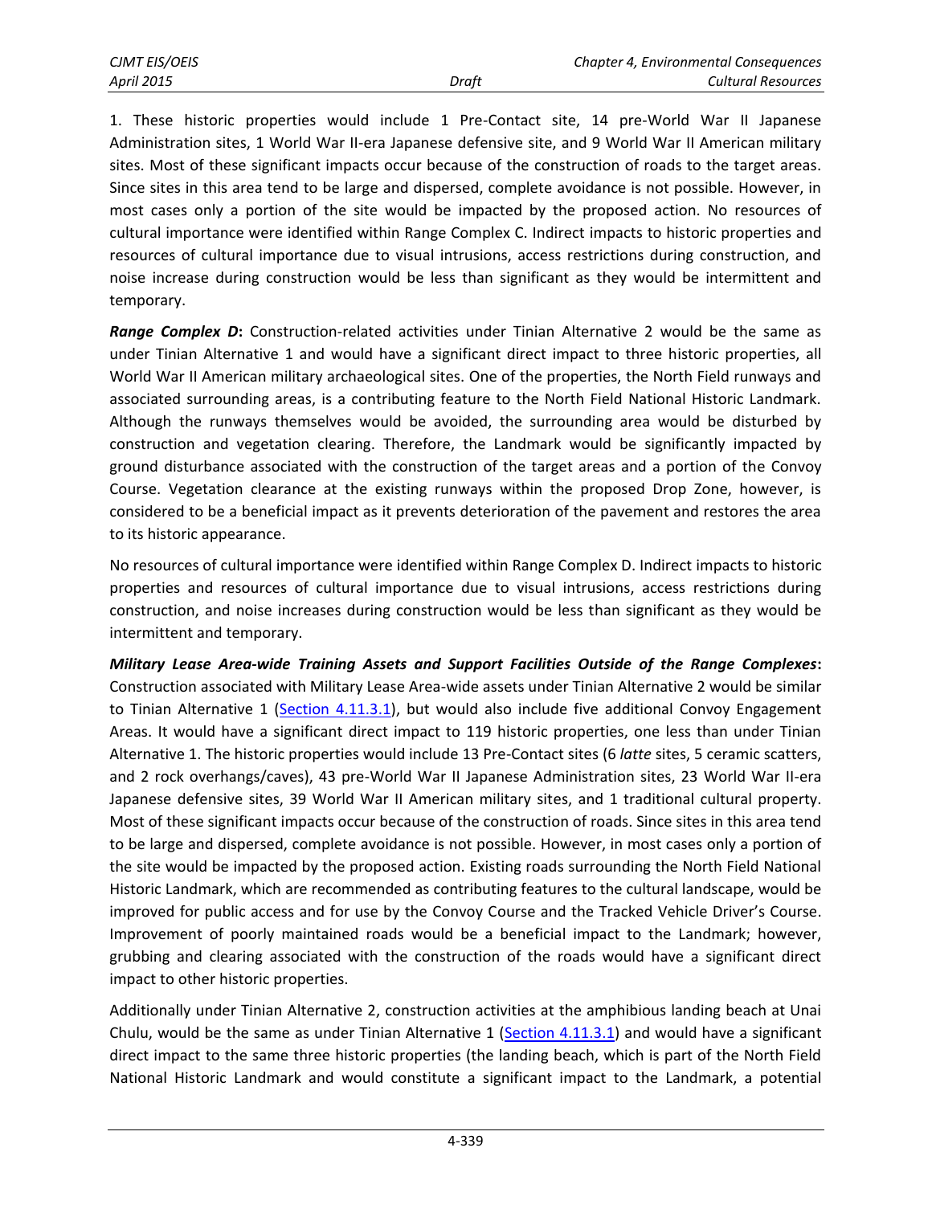1. These historic properties would include 1 Pre-Contact site, 14 pre-World War II Japanese Administration sites, 1 World War II-era Japanese defensive site, and 9 World War II American military sites. Most of these significant impacts occur because of the construction of roads to the target areas. Since sites in this area tend to be large and dispersed, complete avoidance is not possible. However, in most cases only a portion of the site would be impacted by the proposed action. No resources of cultural importance were identified within Range Complex C. Indirect impacts to historic properties and resources of cultural importance due to visual intrusions, access restrictions during construction, and noise increase during construction would be less than significant as they would be intermittent and temporary.

***Range Complex D*:** Construction-related activities under Tinian Alternative 2 would be the same as under Tinian Alternative 1 and would have a significant direct impact to three historic properties, all World War II American military archaeological sites. One of the properties, the North Field runways and associated surrounding areas, is a contributing feature to the North Field National Historic Landmark. Although the runways themselves would be avoided, the surrounding area would be disturbed by construction and vegetation clearing. Therefore, the Landmark would be significantly impacted by ground disturbance associated with the construction of the target areas and a portion of the Convoy Course. Vegetation clearance at the existing runways within the proposed Drop Zone, however, is considered to be a beneficial impact as it prevents deterioration of the pavement and restores the area to its historic appearance.

No resources of cultural importance were identified within Range Complex D. Indirect impacts to historic properties and resources of cultural importance due to visual intrusions, access restrictions during construction, and noise increases during construction would be less than significant as they would be intermittent and temporary.

***Military Lease Area-wide Training Assets and Support Facilities Outside of the Range Complexes*:** Construction associated with Military Lease Area-wide assets under Tinian Alternative 2 would be similar to Tinian Alternative 1 (Section 4.11.3.1), but would also include five additional Convoy Engagement Areas. It would have a significant direct impact to 119 historic properties, one less than under Tinian Alternative 1. The historic properties would include 13 Pre-Contact sites (6 *latte* sites, 5 ceramic scatters, and 2 rock overhangs/caves), 43 pre-World War II Japanese Administration sites, 23 World War II-era Japanese defensive sites, 39 World War II American military sites, and 1 traditional cultural property. Most of these significant impacts occur because of the construction of roads. Since sites in this area tend to be large and dispersed, complete avoidance is not possible. However, in most cases only a portion of the site would be impacted by the proposed action. Existing roads surrounding the North Field National Historic Landmark, which are recommended as contributing features to the cultural landscape, would be improved for public access and for use by the Convoy Course and the Tracked Vehicle Driver's Course. Improvement of poorly maintained roads would be a beneficial impact to the Landmark; however, grubbing and clearing associated with the construction of the roads would have a significant direct impact to other historic properties.

Additionally under Tinian Alternative 2, construction activities at the amphibious landing beach at Unai Chulu, would be the same as under Tinian Alternative 1 (Section 4.11.3.1) and would have a significant direct impact to the same three historic properties (the landing beach, which is part of the North Field National Historic Landmark and would constitute a significant impact to the Landmark, a potential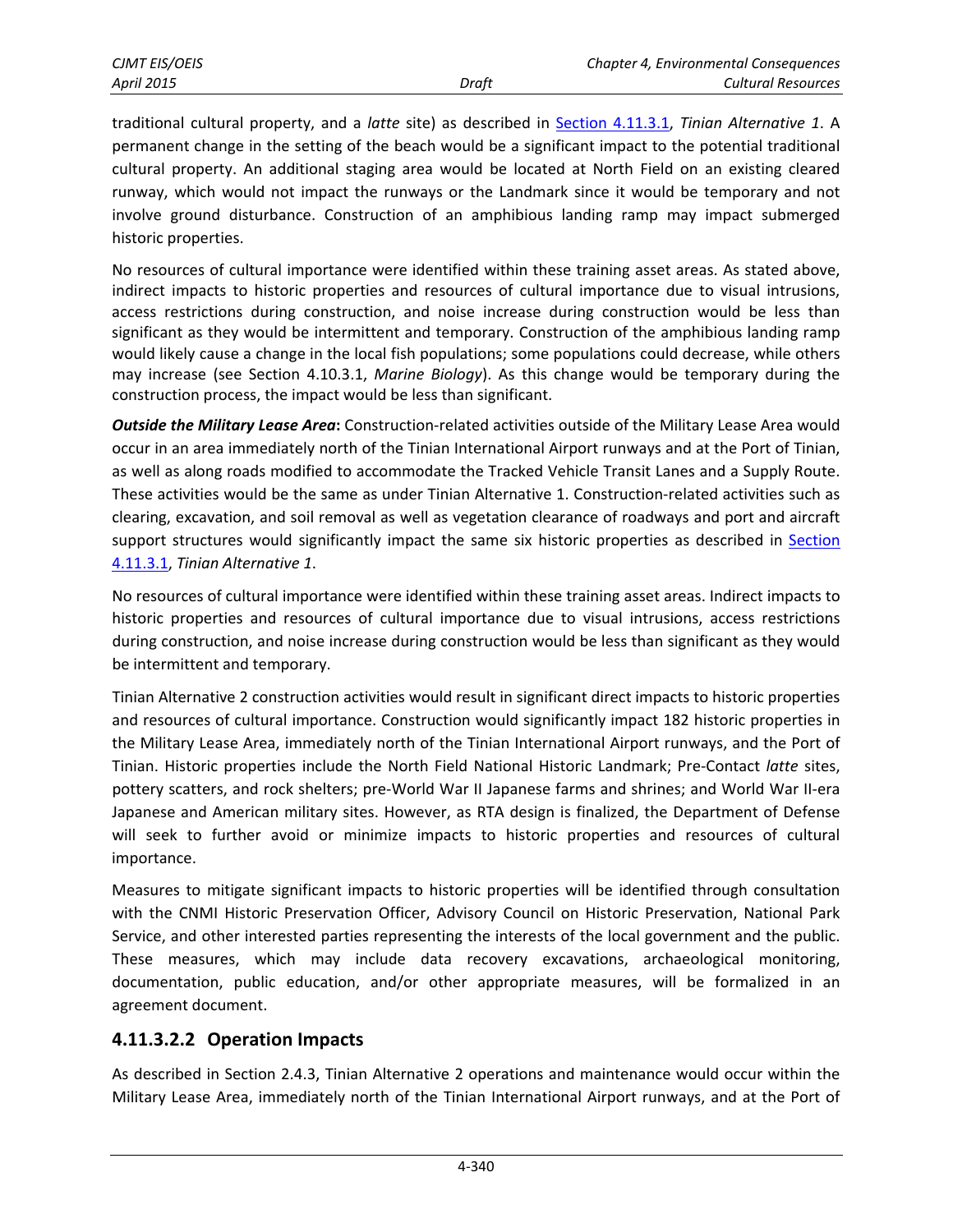traditional cultural property, and a *latte* site) as described in Section 4.11.3.1, *Tinian Alternative 1*. A permanent change in the setting of the beach would be a significant impact to the potential traditional cultural property. An additional staging area would be located at North Field on an existing cleared runway, which would not impact the runways or the Landmark since it would be temporary and not involve ground disturbance. Construction of an amphibious landing ramp may impact submerged historic properties.

No resources of cultural importance were identified within these training asset areas. As stated above, indirect impacts to historic properties and resources of cultural importance due to visual intrusions, access restrictions during construction, and noise increase during construction would be less than significant as they would be intermittent and temporary. Construction of the amphibious landing ramp would likely cause a change in the local fish populations; some populations could decrease, while others may increase (see Section 4.10.3.1, *Marine Biology*). As this change would be temporary during the construction process, the impact would be less than significant.

***Outside the Military Lease Area*:** Construction-related activities outside of the Military Lease Area would occur in an area immediately north of the Tinian International Airport runways and at the Port of Tinian, as well as along roads modified to accommodate the Tracked Vehicle Transit Lanes and a Supply Route. These activities would be the same as under Tinian Alternative 1. Construction-related activities such as clearing, excavation, and soil removal as well as vegetation clearance of roadways and port and aircraft support structures would significantly impact the same six historic properties as described in Section 4.11.3.1, *Tinian Alternative 1*.

No resources of cultural importance were identified within these training asset areas. Indirect impacts to historic properties and resources of cultural importance due to visual intrusions, access restrictions during construction, and noise increase during construction would be less than significant as they would be intermittent and temporary.

Tinian Alternative 2 construction activities would result in significant direct impacts to historic properties and resources of cultural importance. Construction would significantly impact 182 historic properties in the Military Lease Area, immediately north of the Tinian International Airport runways, and the Port of Tinian. Historic properties include the North Field National Historic Landmark; Pre-Contact *latte* sites, pottery scatters, and rock shelters; pre-World War II Japanese farms and shrines; and World War II-era Japanese and American military sites. However, as RTA design is finalized, the Department of Defense will seek to further avoid or minimize impacts to historic properties and resources of cultural importance.

Measures to mitigate significant impacts to historic properties will be identified through consultation with the CNMI Historic Preservation Officer, Advisory Council on Historic Preservation, National Park Service, and other interested parties representing the interests of the local government and the public. These measures, which may include data recovery excavations, archaeological monitoring, documentation, public education, and/or other appropriate measures, will be formalized in an agreement document.

### 4.11.3.2.2 Operation Impacts

As described in Section 2.4.3, Tinian Alternative 2 operations and maintenance would occur within the Military Lease Area, immediately north of the Tinian International Airport runways, and at the Port of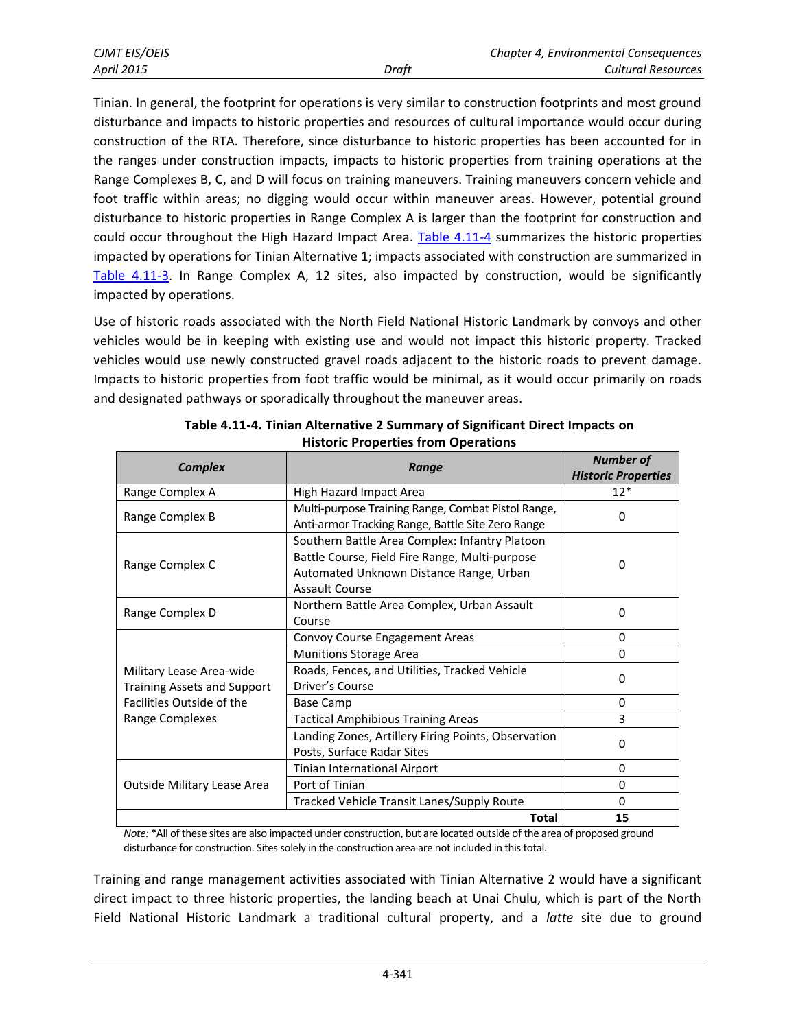Tinian. In general, the footprint for operations is very similar to construction footprints and most ground disturbance and impacts to historic properties and resources of cultural importance would occur during construction of the RTA. Therefore, since disturbance to historic properties has been accounted for in the ranges under construction impacts, impacts to historic properties from training operations at the Range Complexes B, C, and D will focus on training maneuvers. Training maneuvers concern vehicle and foot traffic within areas; no digging would occur within maneuver areas. However, potential ground disturbance to historic properties in Range Complex A is larger than the footprint for construction and could occur throughout the High Hazard Impact Area. Table 4.11-4 summarizes the historic properties impacted by operations for Tinian Alternative 1; impacts associated with construction are summarized in Table 4.11-3. In Range Complex A, 12 sites, also impacted by construction, would be significantly impacted by operations.

Use of historic roads associated with the North Field National Historic Landmark by convoys and other vehicles would be in keeping with existing use and would not impact this historic property. Tracked vehicles would use newly constructed gravel roads adjacent to the historic roads to prevent damage. Impacts to historic properties from foot traffic would be minimal, as it would occur primarily on roads and designated pathways or sporadically throughout the maneuver areas.

**Table 4.11-4. Tinian Alternative 2 Summary of Significant Direct Impacts on Historic Properties from Operations**

| ***Complex*** | ***Range*** | ***Number of Historic Properties*** |
|---|---|---|
| Range Complex A | High Hazard Impact Area | 12* |
| Range Complex B | Multi-purpose Training Range, Combat Pistol Range, Anti-armor Tracking Range, Battle Site Zero Range | 0 |
| Range Complex C | Southern Battle Area Complex: Infantry Platoon Battle Course, Field Fire Range, Multi-purpose Automated Unknown Distance Range, Urban Assault Course | 0 |
| Range Complex D | Northern Battle Area Complex, Urban Assault Course | 0 |
| Military Lease Area-wide Training Assets and Support Facilities Outside of the Range Complexes | Convoy Course Engagement Areas | 0 |
| | Munitions Storage Area | 0 |
| | Roads, Fences, and Utilities, Tracked Vehicle Driver's Course | 0 |
| | Base Camp | 0 |
| | Tactical Amphibious Training Areas | 3 |
| | Landing Zones, Artillery Firing Points, Observation Posts, Surface Radar Sites | 0 |
| Outside Military Lease Area | Tinian International Airport | 0 |
| | Port of Tinian | 0 |
| | Tracked Vehicle Transit Lanes/Supply Route | 0 |
| | **Total** | **15** |

*Note:* *All of these sites are also impacted under construction, but are located outside of the area of proposed ground disturbance for construction. Sites solely in the construction area are not included in this total.

Training and range management activities associated with Tinian Alternative 2 would have a significant direct impact to three historic properties, the landing beach at Unai Chulu, which is part of the North Field National Historic Landmark a traditional cultural property, and a *latte* site due to ground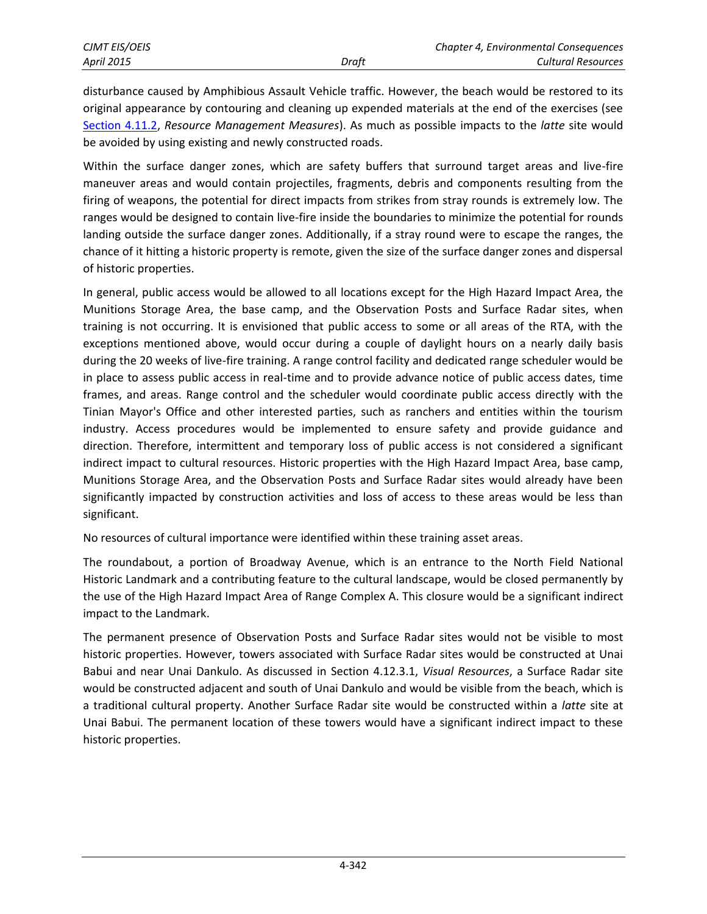disturbance caused by Amphibious Assault Vehicle traffic. However, the beach would be restored to its original appearance by contouring and cleaning up expended materials at the end of the exercises (see Section 4.11.2, *Resource Management Measures*). As much as possible impacts to the *latte* site would be avoided by using existing and newly constructed roads.

Within the surface danger zones, which are safety buffers that surround target areas and live-fire maneuver areas and would contain projectiles, fragments, debris and components resulting from the firing of weapons, the potential for direct impacts from strikes from stray rounds is extremely low. The ranges would be designed to contain live-fire inside the boundaries to minimize the potential for rounds landing outside the surface danger zones. Additionally, if a stray round were to escape the ranges, the chance of it hitting a historic property is remote, given the size of the surface danger zones and dispersal of historic properties.

In general, public access would be allowed to all locations except for the High Hazard Impact Area, the Munitions Storage Area, the base camp, and the Observation Posts and Surface Radar sites, when training is not occurring. It is envisioned that public access to some or all areas of the RTA, with the exceptions mentioned above, would occur during a couple of daylight hours on a nearly daily basis during the 20 weeks of live-fire training. A range control facility and dedicated range scheduler would be in place to assess public access in real-time and to provide advance notice of public access dates, time frames, and areas. Range control and the scheduler would coordinate public access directly with the Tinian Mayor's Office and other interested parties, such as ranchers and entities within the tourism industry. Access procedures would be implemented to ensure safety and provide guidance and direction. Therefore, intermittent and temporary loss of public access is not considered a significant indirect impact to cultural resources. Historic properties with the High Hazard Impact Area, base camp, Munitions Storage Area, and the Observation Posts and Surface Radar sites would already have been significantly impacted by construction activities and loss of access to these areas would be less than significant.

No resources of cultural importance were identified within these training asset areas.

The roundabout, a portion of Broadway Avenue, which is an entrance to the North Field National Historic Landmark and a contributing feature to the cultural landscape, would be closed permanently by the use of the High Hazard Impact Area of Range Complex A. This closure would be a significant indirect impact to the Landmark.

The permanent presence of Observation Posts and Surface Radar sites would not be visible to most historic properties. However, towers associated with Surface Radar sites would be constructed at Unai Babui and near Unai Dankulo. As discussed in Section 4.12.3.1, *Visual Resources*, a Surface Radar site would be constructed adjacent and south of Unai Dankulo and would be visible from the beach, which is a traditional cultural property. Another Surface Radar site would be constructed within a *latte* site at Unai Babui. The permanent location of these towers would have a significant indirect impact to these historic properties.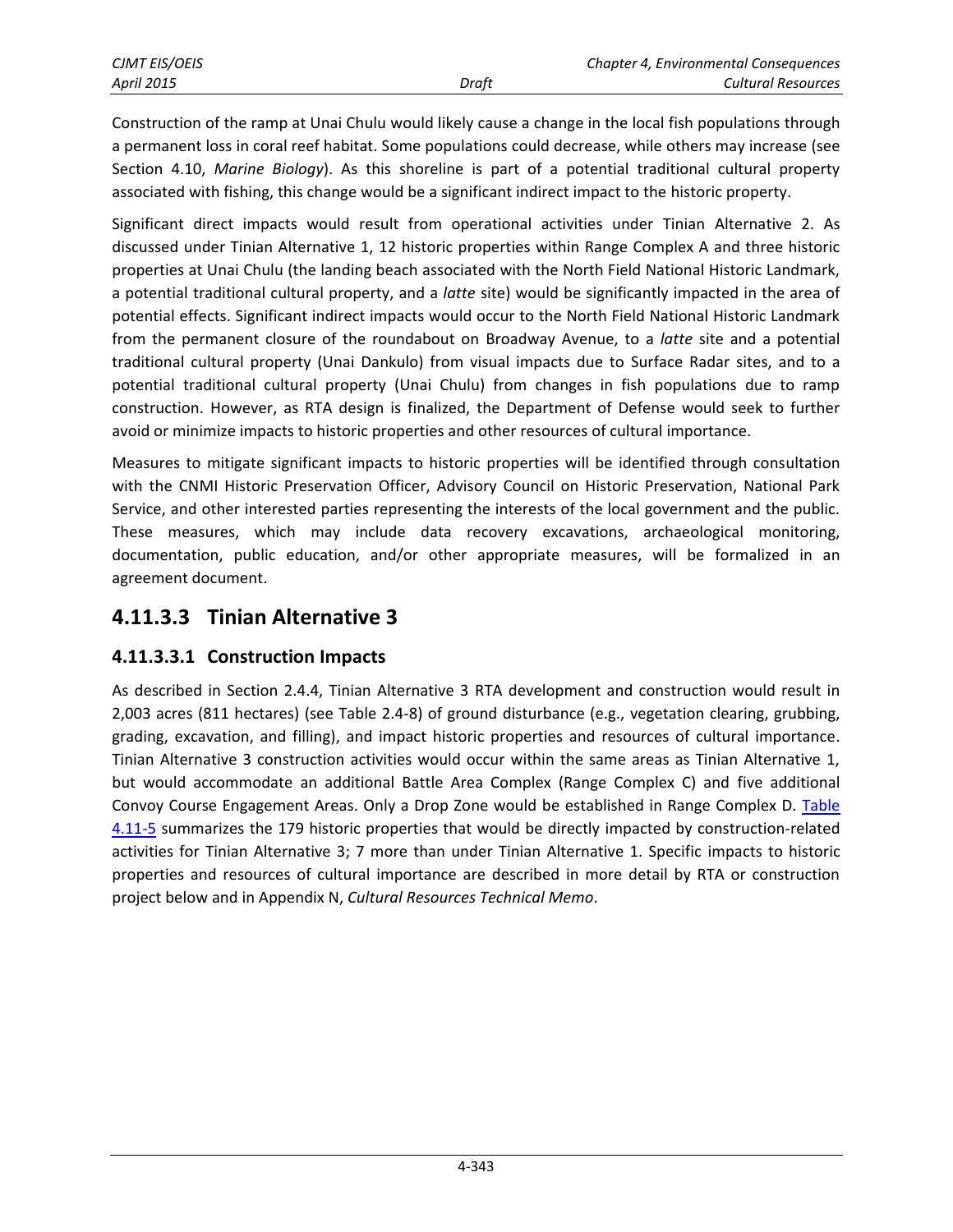Construction of the ramp at Unai Chulu would likely cause a change in the local fish populations through a permanent loss in coral reef habitat. Some populations could decrease, while others may increase (see Section 4.10, *Marine Biology*). As this shoreline is part of a potential traditional cultural property associated with fishing, this change would be a significant indirect impact to the historic property.

Significant direct impacts would result from operational activities under Tinian Alternative 2. As discussed under Tinian Alternative 1, 12 historic properties within Range Complex A and three historic properties at Unai Chulu (the landing beach associated with the North Field National Historic Landmark, a potential traditional cultural property, and a *latte* site) would be significantly impacted in the area of potential effects. Significant indirect impacts would occur to the North Field National Historic Landmark from the permanent closure of the roundabout on Broadway Avenue, to a *latte* site and a potential traditional cultural property (Unai Dankulo) from visual impacts due to Surface Radar sites, and to a potential traditional cultural property (Unai Chulu) from changes in fish populations due to ramp construction. However, as RTA design is finalized, the Department of Defense would seek to further avoid or minimize impacts to historic properties and other resources of cultural importance.

Measures to mitigate significant impacts to historic properties will be identified through consultation with the CNMI Historic Preservation Officer, Advisory Council on Historic Preservation, National Park Service, and other interested parties representing the interests of the local government and the public. These measures, which may include data recovery excavations, archaeological monitoring, documentation, public education, and/or other appropriate measures, will be formalized in an agreement document.

## 4.11.3.3 Tinian Alternative 3

### 4.11.3.3.1 Construction Impacts

As described in Section 2.4.4, Tinian Alternative 3 RTA development and construction would result in 2,003 acres (811 hectares) (see Table 2.4-8) of ground disturbance (e.g., vegetation clearing, grubbing, grading, excavation, and filling), and impact historic properties and resources of cultural importance. Tinian Alternative 3 construction activities would occur within the same areas as Tinian Alternative 1, but would accommodate an additional Battle Area Complex (Range Complex C) and five additional Convoy Course Engagement Areas. Only a Drop Zone would be established in Range Complex D. Table 4.11-5 summarizes the 179 historic properties that would be directly impacted by construction-related activities for Tinian Alternative 3; 7 more than under Tinian Alternative 1. Specific impacts to historic properties and resources of cultural importance are described in more detail by RTA or construction project below and in Appendix N, *Cultural Resources Technical Memo*.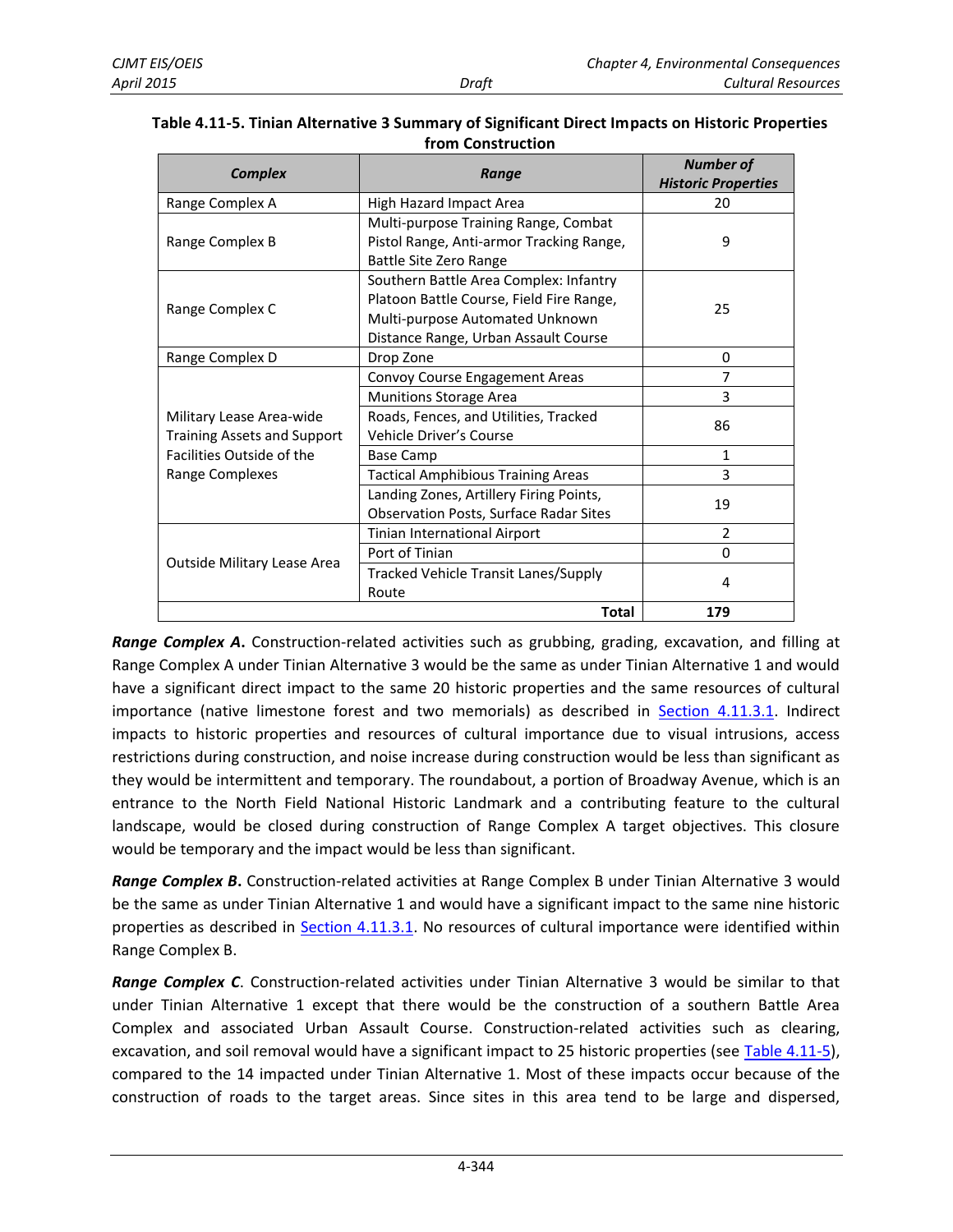**Table 4.11-5. Tinian Alternative 3 Summary of Significant Direct Impacts on Historic Properties from Construction**

| *Complex* | *Range* | *Number of Historic Properties* |
|---|---|---|
| Range Complex A | High Hazard Impact Area | 20 |
| Range Complex B | Multi-purpose Training Range, Combat Pistol Range, Anti-armor Tracking Range, Battle Site Zero Range | 9 |
| Range Complex C | Southern Battle Area Complex: Infantry Platoon Battle Course, Field Fire Range, Multi-purpose Automated Unknown Distance Range, Urban Assault Course | 25 |
| Range Complex D | Drop Zone | 0 |
| Military Lease Area-wide Training Assets and Support Facilities Outside of the Range Complexes | Convoy Course Engagement Areas | 7 |
| | Munitions Storage Area | 3 |
| | Roads, Fences, and Utilities, Tracked Vehicle Driver's Course | 86 |
| | Base Camp | 1 |
| | Tactical Amphibious Training Areas | 3 |
| | Landing Zones, Artillery Firing Points, Observation Posts, Surface Radar Sites | 19 |
| Outside Military Lease Area | Tinian International Airport | 2 |
| | Port of Tinian | 0 |
| | Tracked Vehicle Transit Lanes/Supply Route | 4 |
| | **Total** | **179** |

***Range Complex A*.** Construction-related activities such as grubbing, grading, excavation, and filling at Range Complex A under Tinian Alternative 3 would be the same as under Tinian Alternative 1 and would have a significant direct impact to the same 20 historic properties and the same resources of cultural importance (native limestone forest and two memorials) as described in Section 4.11.3.1. Indirect impacts to historic properties and resources of cultural importance due to visual intrusions, access restrictions during construction, and noise increase during construction would be less than significant as they would be intermittent and temporary. The roundabout, a portion of Broadway Avenue, which is an entrance to the North Field National Historic Landmark and a contributing feature to the cultural landscape, would be closed during construction of Range Complex A target objectives. This closure would be temporary and the impact would be less than significant.

***Range Complex B*.** Construction-related activities at Range Complex B under Tinian Alternative 3 would be the same as under Tinian Alternative 1 and would have a significant impact to the same nine historic properties as described in Section 4.11.3.1. No resources of cultural importance were identified within Range Complex B.

***Range Complex C*.** Construction-related activities under Tinian Alternative 3 would be similar to that under Tinian Alternative 1 except that there would be the construction of a southern Battle Area Complex and associated Urban Assault Course. Construction-related activities such as clearing, excavation, and soil removal would have a significant impact to 25 historic properties (see Table 4.11-5), compared to the 14 impacted under Tinian Alternative 1. Most of these impacts occur because of the construction of roads to the target areas. Since sites in this area tend to be large and dispersed,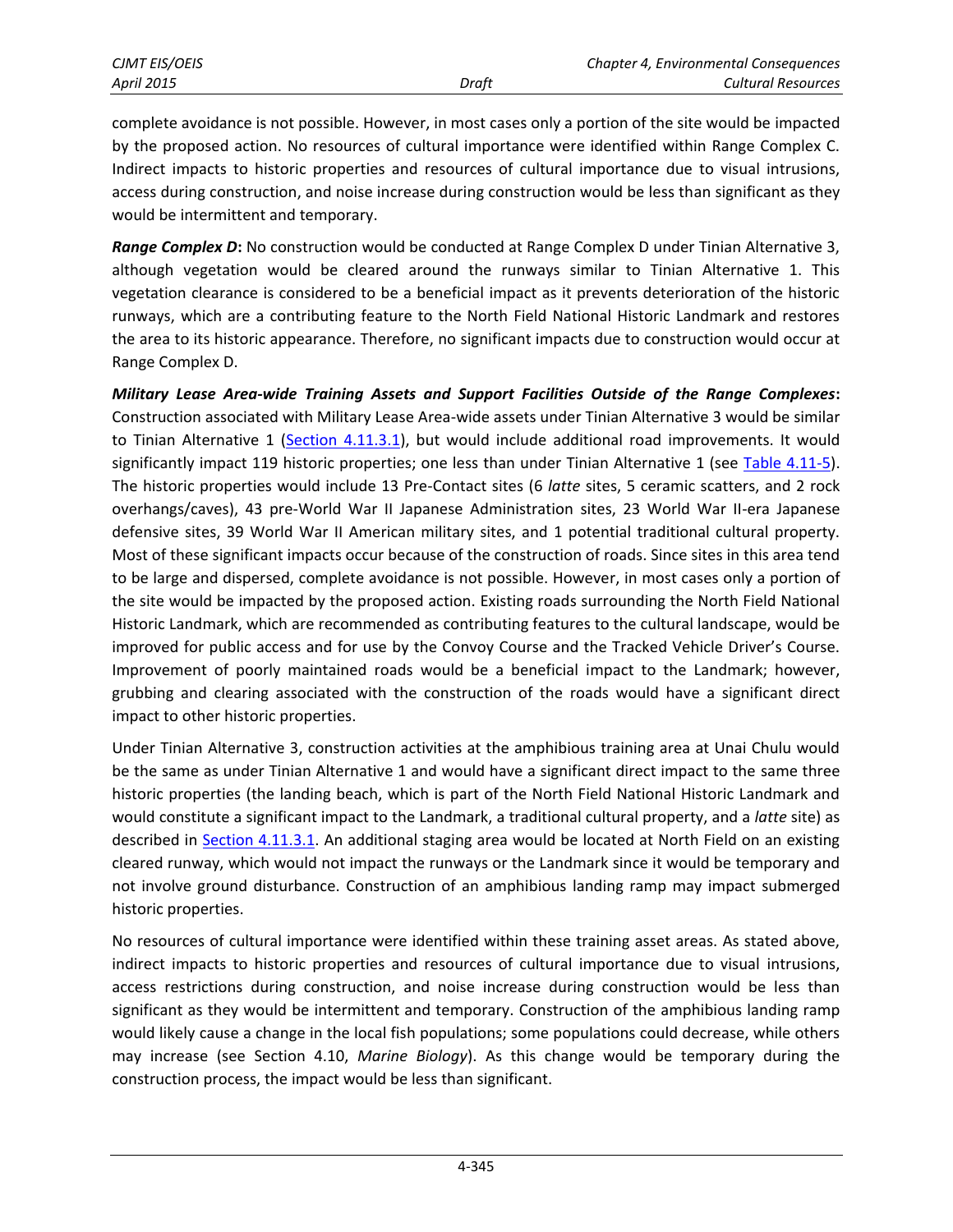complete avoidance is not possible. However, in most cases only a portion of the site would be impacted by the proposed action. No resources of cultural importance were identified within Range Complex C. Indirect impacts to historic properties and resources of cultural importance due to visual intrusions, access during construction, and noise increase during construction would be less than significant as they would be intermittent and temporary.

***Range Complex D*:** No construction would be conducted at Range Complex D under Tinian Alternative 3, although vegetation would be cleared around the runways similar to Tinian Alternative 1. This vegetation clearance is considered to be a beneficial impact as it prevents deterioration of the historic runways, which are a contributing feature to the North Field National Historic Landmark and restores the area to its historic appearance. Therefore, no significant impacts due to construction would occur at Range Complex D.

***Military Lease Area-wide Training Assets and Support Facilities Outside of the Range Complexes*:** Construction associated with Military Lease Area-wide assets under Tinian Alternative 3 would be similar to Tinian Alternative 1 (Section 4.11.3.1), but would include additional road improvements. It would significantly impact 119 historic properties; one less than under Tinian Alternative 1 (see Table 4.11-5). The historic properties would include 13 Pre-Contact sites (6 *latte* sites, 5 ceramic scatters, and 2 rock overhangs/caves), 43 pre-World War II Japanese Administration sites, 23 World War II-era Japanese defensive sites, 39 World War II American military sites, and 1 potential traditional cultural property. Most of these significant impacts occur because of the construction of roads. Since sites in this area tend to be large and dispersed, complete avoidance is not possible. However, in most cases only a portion of the site would be impacted by the proposed action. Existing roads surrounding the North Field National Historic Landmark, which are recommended as contributing features to the cultural landscape, would be improved for public access and for use by the Convoy Course and the Tracked Vehicle Driver's Course. Improvement of poorly maintained roads would be a beneficial impact to the Landmark; however, grubbing and clearing associated with the construction of the roads would have a significant direct impact to other historic properties.

Under Tinian Alternative 3, construction activities at the amphibious training area at Unai Chulu would be the same as under Tinian Alternative 1 and would have a significant direct impact to the same three historic properties (the landing beach, which is part of the North Field National Historic Landmark and would constitute a significant impact to the Landmark, a traditional cultural property, and a *latte* site) as described in Section 4.11.3.1. An additional staging area would be located at North Field on an existing cleared runway, which would not impact the runways or the Landmark since it would be temporary and not involve ground disturbance. Construction of an amphibious landing ramp may impact submerged historic properties.

No resources of cultural importance were identified within these training asset areas. As stated above, indirect impacts to historic properties and resources of cultural importance due to visual intrusions, access restrictions during construction, and noise increase during construction would be less than significant as they would be intermittent and temporary. Construction of the amphibious landing ramp would likely cause a change in the local fish populations; some populations could decrease, while others may increase (see Section 4.10, *Marine Biology*). As this change would be temporary during the construction process, the impact would be less than significant.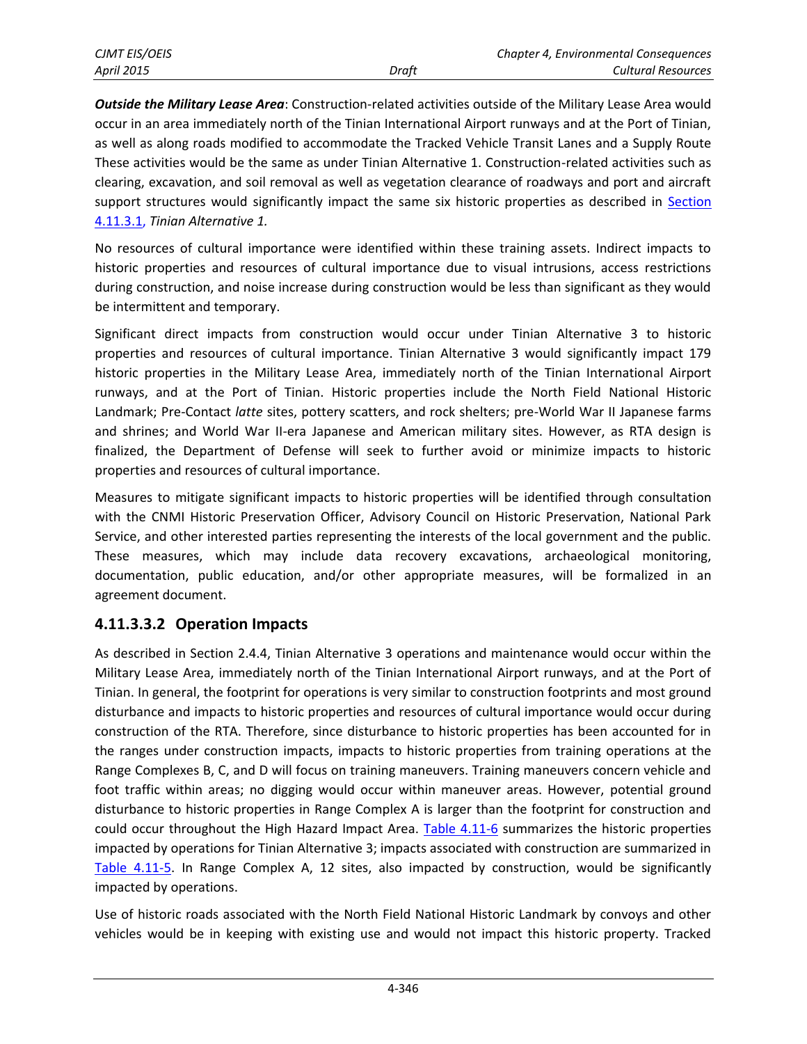***Outside the Military Lease Area***: Construction-related activities outside of the Military Lease Area would occur in an area immediately north of the Tinian International Airport runways and at the Port of Tinian, as well as along roads modified to accommodate the Tracked Vehicle Transit Lanes and a Supply Route These activities would be the same as under Tinian Alternative 1. Construction-related activities such as clearing, excavation, and soil removal as well as vegetation clearance of roadways and port and aircraft support structures would significantly impact the same six historic properties as described in Section 4.11.3.1, *Tinian Alternative 1.*

No resources of cultural importance were identified within these training assets. Indirect impacts to historic properties and resources of cultural importance due to visual intrusions, access restrictions during construction, and noise increase during construction would be less than significant as they would be intermittent and temporary.

Significant direct impacts from construction would occur under Tinian Alternative 3 to historic properties and resources of cultural importance. Tinian Alternative 3 would significantly impact 179 historic properties in the Military Lease Area, immediately north of the Tinian International Airport runways, and at the Port of Tinian. Historic properties include the North Field National Historic Landmark; Pre-Contact *latte* sites, pottery scatters, and rock shelters; pre-World War II Japanese farms and shrines; and World War II-era Japanese and American military sites. However, as RTA design is finalized, the Department of Defense will seek to further avoid or minimize impacts to historic properties and resources of cultural importance.

Measures to mitigate significant impacts to historic properties will be identified through consultation with the CNMI Historic Preservation Officer, Advisory Council on Historic Preservation, National Park Service, and other interested parties representing the interests of the local government and the public. These measures, which may include data recovery excavations, archaeological monitoring, documentation, public education, and/or other appropriate measures, will be formalized in an agreement document.

#### 4.11.3.3.2 Operation Impacts

As described in Section 2.4.4, Tinian Alternative 3 operations and maintenance would occur within the Military Lease Area, immediately north of the Tinian International Airport runways, and at the Port of Tinian. In general, the footprint for operations is very similar to construction footprints and most ground disturbance and impacts to historic properties and resources of cultural importance would occur during construction of the RTA. Therefore, since disturbance to historic properties has been accounted for in the ranges under construction impacts, impacts to historic properties from training operations at the Range Complexes B, C, and D will focus on training maneuvers. Training maneuvers concern vehicle and foot traffic within areas; no digging would occur within maneuver areas. However, potential ground disturbance to historic properties in Range Complex A is larger than the footprint for construction and could occur throughout the High Hazard Impact Area. Table 4.11-6 summarizes the historic properties impacted by operations for Tinian Alternative 3; impacts associated with construction are summarized in Table 4.11-5. In Range Complex A, 12 sites, also impacted by construction, would be significantly impacted by operations.

Use of historic roads associated with the North Field National Historic Landmark by convoys and other vehicles would be in keeping with existing use and would not impact this historic property. Tracked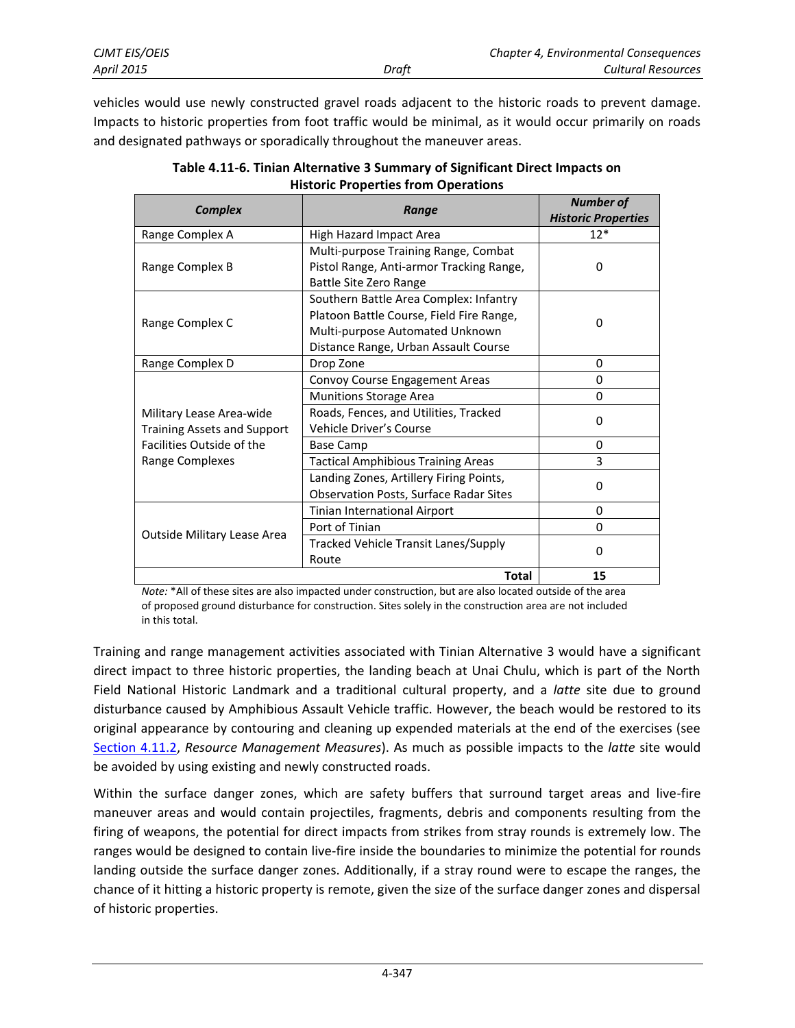vehicles would use newly constructed gravel roads adjacent to the historic roads to prevent damage. Impacts to historic properties from foot traffic would be minimal, as it would occur primarily on roads and designated pathways or sporadically throughout the maneuver areas.

**Table 4.11-6. Tinian Alternative 3 Summary of Significant Direct Impacts on Historic Properties from Operations**

| *Complex* | *Range* | *Number of Historic Properties* |
|---|---|---|
| Range Complex A | High Hazard Impact Area | 12* |
| Range Complex B | Multi-purpose Training Range, Combat Pistol Range, Anti-armor Tracking Range, Battle Site Zero Range | 0 |
| Range Complex C | Southern Battle Area Complex: Infantry Platoon Battle Course, Field Fire Range, Multi-purpose Automated Unknown Distance Range, Urban Assault Course | 0 |
| Range Complex D | Drop Zone | 0 |
| Military Lease Area-wide Training Assets and Support Facilities Outside of the Range Complexes | Convoy Course Engagement Areas | 0 |
| | Munitions Storage Area | 0 |
| | Roads, Fences, and Utilities, Tracked Vehicle Driver's Course | 0 |
| | Base Camp | 0 |
| | Tactical Amphibious Training Areas | 3 |
| | Landing Zones, Artillery Firing Points, Observation Posts, Surface Radar Sites | 0 |
| Outside Military Lease Area | Tinian International Airport | 0 |
| | Port of Tinian | 0 |
| | Tracked Vehicle Transit Lanes/Supply Route | 0 |
| | **Total** | **15** |

*Note:* *All of these sites are also impacted under construction, but are also located outside of the area of proposed ground disturbance for construction. Sites solely in the construction area are not included in this total.

Training and range management activities associated with Tinian Alternative 3 would have a significant direct impact to three historic properties, the landing beach at Unai Chulu, which is part of the North Field National Historic Landmark and a traditional cultural property, and a *latte* site due to ground disturbance caused by Amphibious Assault Vehicle traffic. However, the beach would be restored to its original appearance by contouring and cleaning up expended materials at the end of the exercises (see Section 4.11.2, *Resource Management Measures*). As much as possible impacts to the *latte* site would be avoided by using existing and newly constructed roads.

Within the surface danger zones, which are safety buffers that surround target areas and live-fire maneuver areas and would contain projectiles, fragments, debris and components resulting from the firing of weapons, the potential for direct impacts from strikes from stray rounds is extremely low. The ranges would be designed to contain live-fire inside the boundaries to minimize the potential for rounds landing outside the surface danger zones. Additionally, if a stray round were to escape the ranges, the chance of it hitting a historic property is remote, given the size of the surface danger zones and dispersal of historic properties.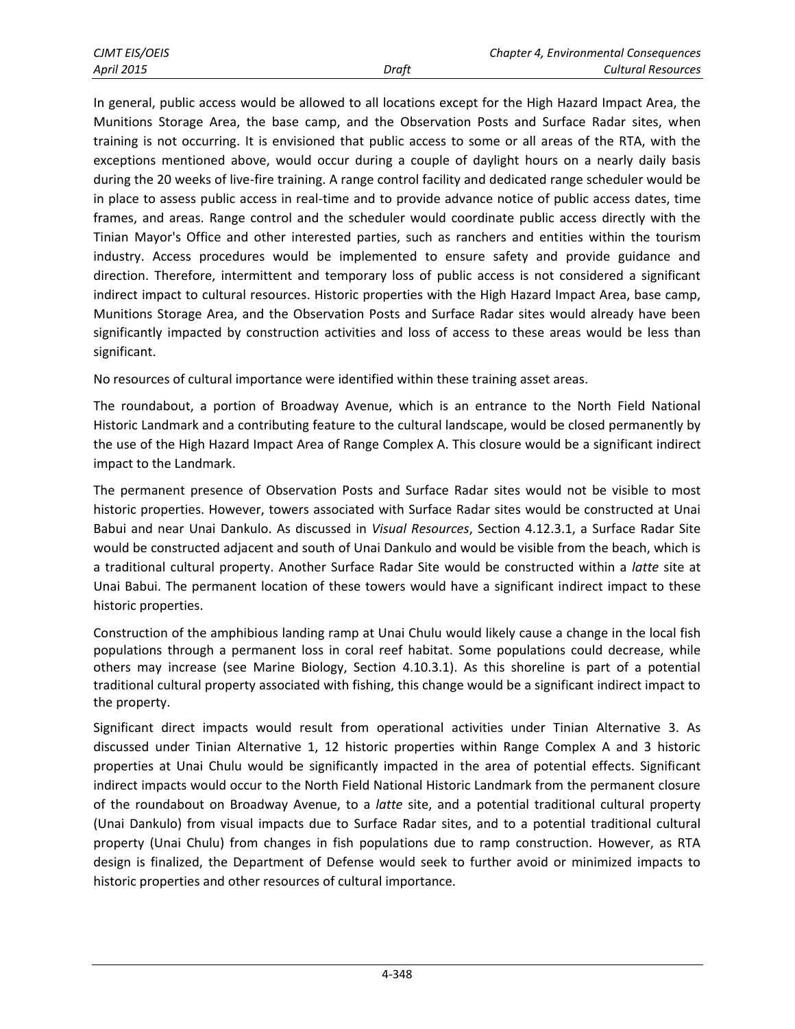In general, public access would be allowed to all locations except for the High Hazard Impact Area, the Munitions Storage Area, the base camp, and the Observation Posts and Surface Radar sites, when training is not occurring. It is envisioned that public access to some or all areas of the RTA, with the exceptions mentioned above, would occur during a couple of daylight hours on a nearly daily basis during the 20 weeks of live-fire training. A range control facility and dedicated range scheduler would be in place to assess public access in real-time and to provide advance notice of public access dates, time frames, and areas. Range control and the scheduler would coordinate public access directly with the Tinian Mayor's Office and other interested parties, such as ranchers and entities within the tourism industry. Access procedures would be implemented to ensure safety and provide guidance and direction. Therefore, intermittent and temporary loss of public access is not considered a significant indirect impact to cultural resources. Historic properties with the High Hazard Impact Area, base camp, Munitions Storage Area, and the Observation Posts and Surface Radar sites would already have been significantly impacted by construction activities and loss of access to these areas would be less than significant.

No resources of cultural importance were identified within these training asset areas.

The roundabout, a portion of Broadway Avenue, which is an entrance to the North Field National Historic Landmark and a contributing feature to the cultural landscape, would be closed permanently by the use of the High Hazard Impact Area of Range Complex A. This closure would be a significant indirect impact to the Landmark.

The permanent presence of Observation Posts and Surface Radar sites would not be visible to most historic properties. However, towers associated with Surface Radar sites would be constructed at Unai Babui and near Unai Dankulo. As discussed in *Visual Resources*, Section 4.12.3.1, a Surface Radar Site would be constructed adjacent and south of Unai Dankulo and would be visible from the beach, which is a traditional cultural property. Another Surface Radar Site would be constructed within a *latte* site at Unai Babui. The permanent location of these towers would have a significant indirect impact to these historic properties.

Construction of the amphibious landing ramp at Unai Chulu would likely cause a change in the local fish populations through a permanent loss in coral reef habitat. Some populations could decrease, while others may increase (see Marine Biology, Section 4.10.3.1). As this shoreline is part of a potential traditional cultural property associated with fishing, this change would be a significant indirect impact to the property.

Significant direct impacts would result from operational activities under Tinian Alternative 3. As discussed under Tinian Alternative 1, 12 historic properties within Range Complex A and 3 historic properties at Unai Chulu would be significantly impacted in the area of potential effects. Significant indirect impacts would occur to the North Field National Historic Landmark from the permanent closure of the roundabout on Broadway Avenue, to a *latte* site, and a potential traditional cultural property (Unai Dankulo) from visual impacts due to Surface Radar sites, and to a potential traditional cultural property (Unai Chulu) from changes in fish populations due to ramp construction. However, as RTA design is finalized, the Department of Defense would seek to further avoid or minimized impacts to historic properties and other resources of cultural importance.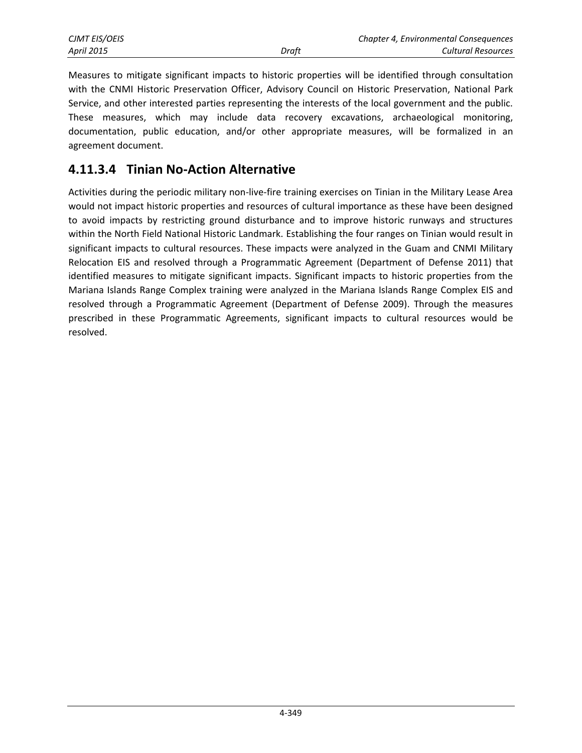Measures to mitigate significant impacts to historic properties will be identified through consultation with the CNMI Historic Preservation Officer, Advisory Council on Historic Preservation, National Park Service, and other interested parties representing the interests of the local government and the public. These measures, which may include data recovery excavations, archaeological monitoring, documentation, public education, and/or other appropriate measures, will be formalized in an agreement document.

### 4.11.3.4 Tinian No-Action Alternative

Activities during the periodic military non-live-fire training exercises on Tinian in the Military Lease Area would not impact historic properties and resources of cultural importance as these have been designed to avoid impacts by restricting ground disturbance and to improve historic runways and structures within the North Field National Historic Landmark. Establishing the four ranges on Tinian would result in significant impacts to cultural resources. These impacts were analyzed in the Guam and CNMI Military Relocation EIS and resolved through a Programmatic Agreement (Department of Defense 2011) that identified measures to mitigate significant impacts. Significant impacts to historic properties from the Mariana Islands Range Complex training were analyzed in the Mariana Islands Range Complex EIS and resolved through a Programmatic Agreement (Department of Defense 2009). Through the measures prescribed in these Programmatic Agreements, significant impacts to cultural resources would be resolved.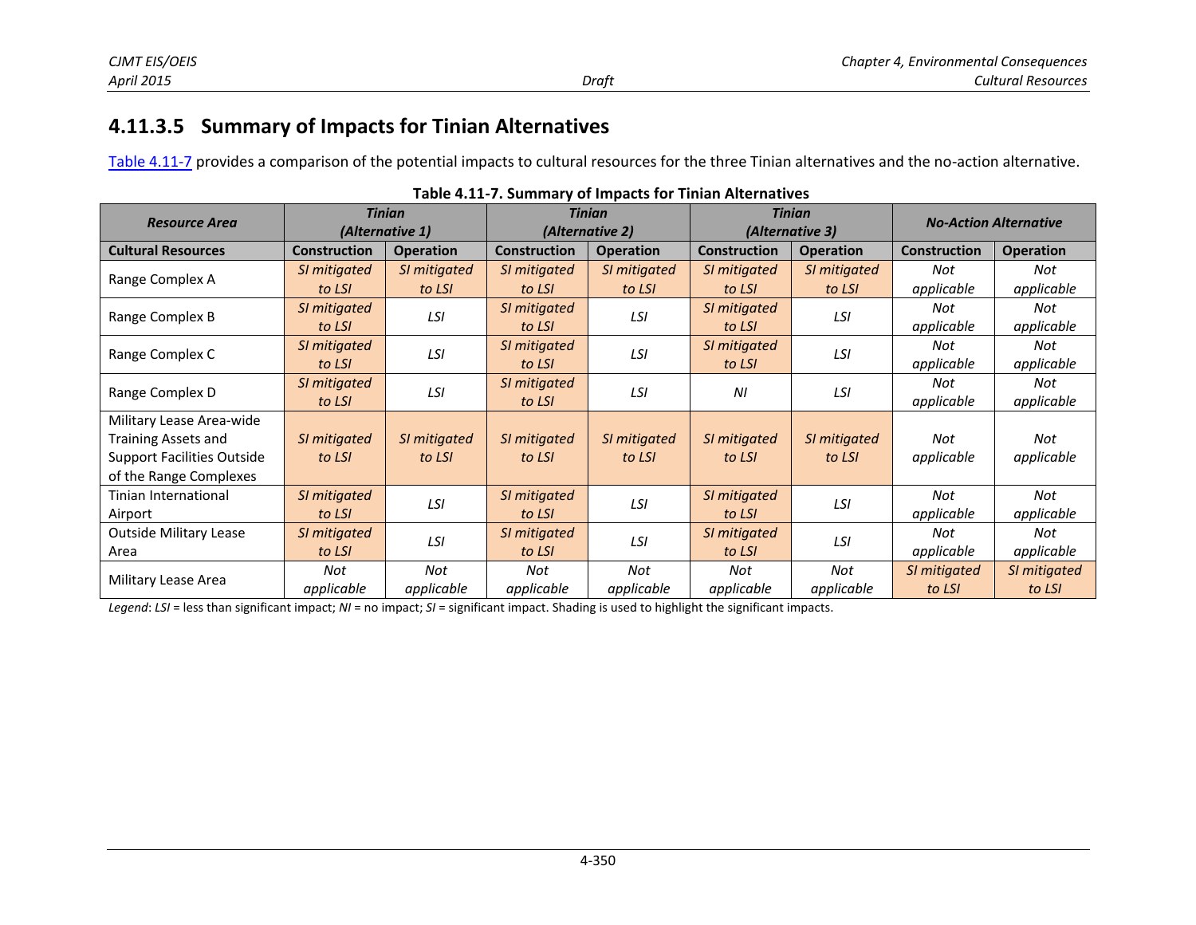### 4.11.3.5 Summary of Impacts for Tinian Alternatives

Table 4.11-7 provides a comparison of the potential impacts to cultural resources for the three Tinian alternatives and the no-action alternative.

**Table 4.11-7. Summary of Impacts for Tinian Alternatives**

| *Resource Area* | *Tinian (Alternative 1)* | | *Tinian (Alternative 2)* | | *Tinian (Alternative 3)* | | *No-Action Alternative* | |
|---|---|---|---|---|---|---|---|---|
| **Cultural Resources** | **Construction** | **Operation** | **Construction** | **Operation** | **Construction** | **Operation** | **Construction** | **Operation** |
| Range Complex A | *SI mitigated to LSI* | *SI mitigated to LSI* | *SI mitigated to LSI* | *SI mitigated to LSI* | *SI mitigated to LSI* | *SI mitigated to LSI* | *Not applicable* | *Not applicable* |
| Range Complex B | *SI mitigated to LSI* | *LSI* | *SI mitigated to LSI* | *LSI* | *SI mitigated to LSI* | *LSI* | *Not applicable* | *Not applicable* |
| Range Complex C | *SI mitigated to LSI* | *LSI* | *SI mitigated to LSI* | *LSI* | *SI mitigated to LSI* | *LSI* | *Not applicable* | *Not applicable* |
| Range Complex D | *SI mitigated to LSI* | *LSI* | *SI mitigated to LSI* | *LSI* | *NI* | *LSI* | *Not applicable* | *Not applicable* |
| Military Lease Area-wide Training Assets and Support Facilities Outside of the Range Complexes | *SI mitigated to LSI* | *SI mitigated to LSI* | *SI mitigated to LSI* | *SI mitigated to LSI* | *SI mitigated to LSI* | *SI mitigated to LSI* | *Not applicable* | *Not applicable* |
| Tinian International Airport | *SI mitigated to LSI* | *LSI* | *SI mitigated to LSI* | *LSI* | *SI mitigated to LSI* | *LSI* | *Not applicable* | *Not applicable* |
| Outside Military Lease Area | *SI mitigated to LSI* | *LSI* | *SI mitigated to LSI* | *LSI* | *SI mitigated to LSI* | *LSI* | *Not applicable* | *Not applicable* |
| Military Lease Area | *Not applicable* | *Not applicable* | *Not applicable* | *Not applicable* | *Not applicable* | *Not applicable* | *SI mitigated to LSI* | *SI mitigated to LSI* |

*Legend*: *LSI* = less than significant impact; *NI* = no impact; *SI* = significant impact. Shading is used to highlight the significant impacts.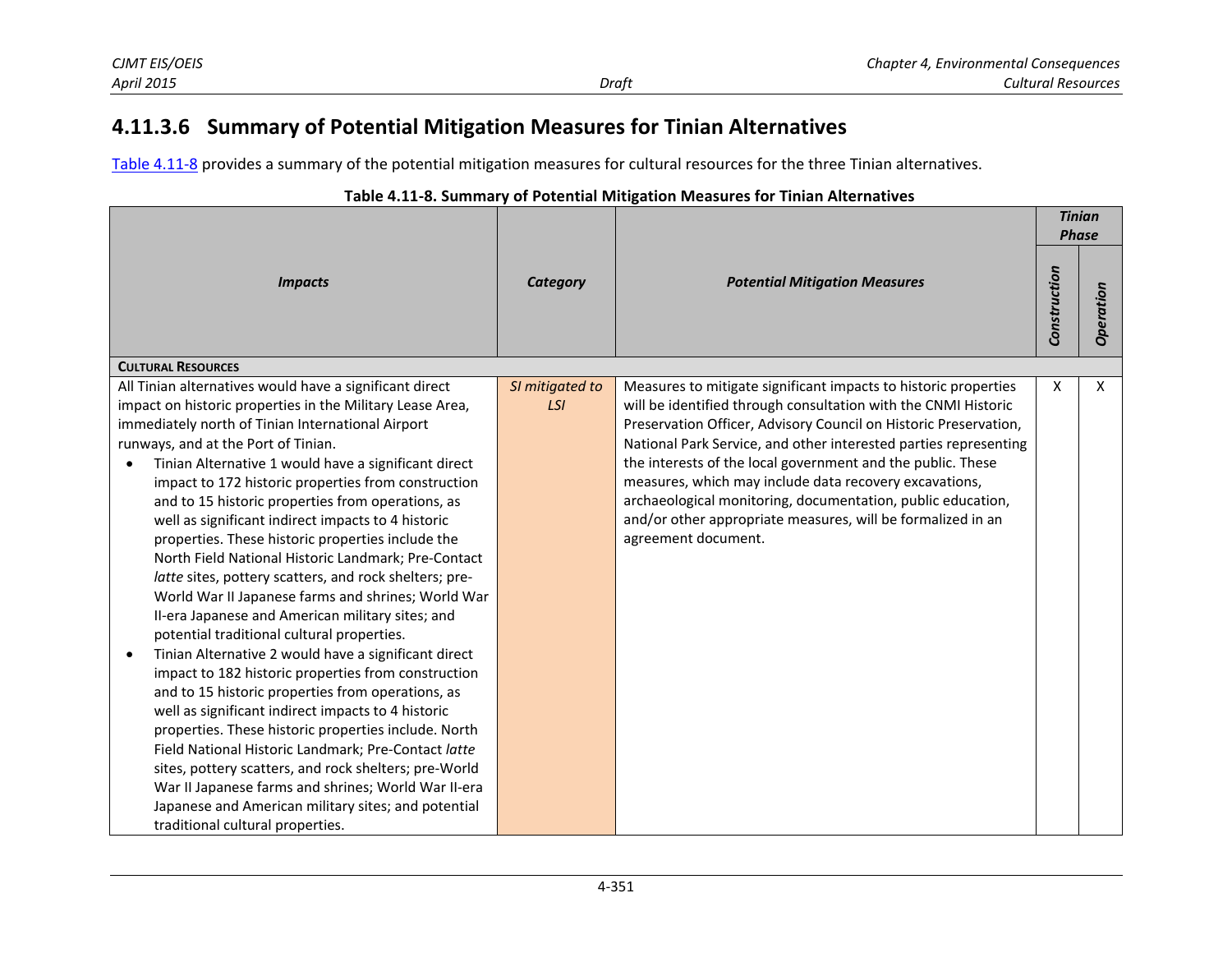### 4.11.3.6 Summary of Potential Mitigation Measures for Tinian Alternatives

Table 4.11-8 provides a summary of the potential mitigation measures for cultural resources for the three Tinian alternatives.

**Table 4.11-8. Summary of Potential Mitigation Measures for Tinian Alternatives**

| *Impacts* | *Category* | *Potential Mitigation Measures* | *Tinian Phase* | |
|---|---|---|---|---|
| | | | *Construction* | *Operation* |
| **CULTURAL RESOURCES** | | | | |
| All Tinian alternatives would have a significant direct impact on historic properties in the Military Lease Area, immediately north of Tinian International Airport runways, and at the Port of Tinian.<br>• Tinian Alternative 1 would have a significant direct impact to 172 historic properties from construction and to 15 historic properties from operations, as well as significant indirect impacts to 4 historic properties. These historic properties include the North Field National Historic Landmark; Pre-Contact *latte* sites, pottery scatters, and rock shelters; pre-World War II Japanese farms and shrines; World War II-era Japanese and American military sites; and potential traditional cultural properties.<br>• Tinian Alternative 2 would have a significant direct impact to 182 historic properties from construction and to 15 historic properties from operations, as well as significant indirect impacts to 4 historic properties. These historic properties include. North Field National Historic Landmark; Pre-Contact *latte* sites, pottery scatters, and rock shelters; pre-World War II Japanese farms and shrines; World War II-era Japanese and American military sites; and potential traditional cultural properties. | *SI mitigated to LSI* | Measures to mitigate significant impacts to historic properties will be identified through consultation with the CNMI Historic Preservation Officer, Advisory Council on Historic Preservation, National Park Service, and other interested parties representing the interests of the local government and the public. These measures, which may include data recovery excavations, archaeological monitoring, documentation, public education, and/or other appropriate measures, will be formalized in an agreement document. | X | X |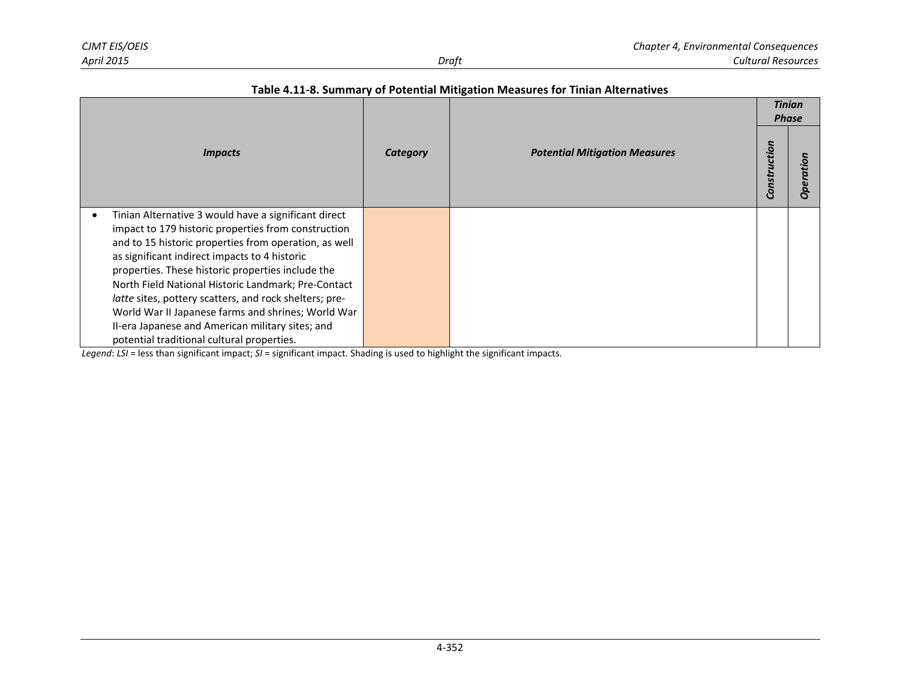**Table 4.11-8. Summary of Potential Mitigation Measures for Tinian Alternatives**

| *Impacts* | *Category* | *Potential Mitigation Measures* | *Tinian Phase* | |
|---|---|---|---|---|
| | | | *Construction* | *Operation* |
| • Tinian Alternative 3 would have a significant direct impact to 179 historic properties from construction and to 15 historic properties from operation, as well as significant indirect impacts to 4 historic properties. These historic properties include the North Field National Historic Landmark; Pre-Contact *latte* sites, pottery scatters, and rock shelters; pre-World War II Japanese farms and shrines; World War II-era Japanese and American military sites; and potential traditional cultural properties. | | | | |

*Legend*: *LSI* = less than significant impact; *SI* = significant impact. Shading is used to highlight the significant impacts.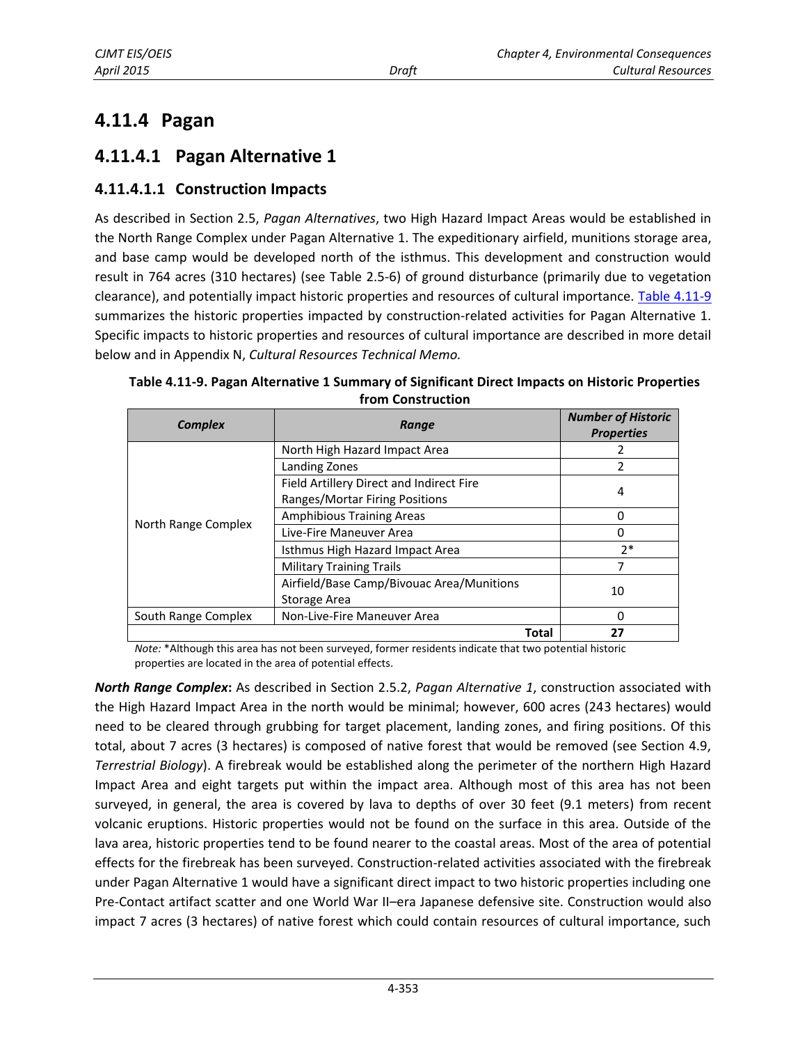# 4.11.4 Pagan

## 4.11.4.1 Pagan Alternative 1

### 4.11.4.1.1 Construction Impacts

As described in Section 2.5, *Pagan Alternatives*, two High Hazard Impact Areas would be established in the North Range Complex under Pagan Alternative 1. The expeditionary airfield, munitions storage area, and base camp would be developed north of the isthmus. This development and construction would result in 764 acres (310 hectares) (see Table 2.5-6) of ground disturbance (primarily due to vegetation clearance), and potentially impact historic properties and resources of cultural importance. Table 4.11-9 summarizes the historic properties impacted by construction-related activities for Pagan Alternative 1. Specific impacts to historic properties and resources of cultural importance are described in more detail below and in Appendix N, *Cultural Resources Technical Memo.*

**Table 4.11-9. Pagan Alternative 1 Summary of Significant Direct Impacts on Historic Properties from Construction**

| Complex | Range | Number of Historic Properties |
|---|---|---|
| North Range Complex | North High Hazard Impact Area | 2 |
| | Landing Zones | 2 |
| | Field Artillery Direct and Indirect Fire Ranges/Mortar Firing Positions | 4 |
| | Amphibious Training Areas | 0 |
| | Live-Fire Maneuver Area | 0 |
| | Isthmus High Hazard Impact Area | 2* |
| | Military Training Trails | 7 |
| | Airfield/Base Camp/Bivouac Area/Munitions Storage Area | 10 |
| South Range Complex | Non-Live-Fire Maneuver Area | 0 |
| | **Total** | **27** |

*Note:* *Although this area has not been surveyed, former residents indicate that two potential historic properties are located in the area of potential effects.

***North Range Complex*****:** As described in Section 2.5.2, *Pagan Alternative 1*, construction associated with the High Hazard Impact Area in the north would be minimal; however, 600 acres (243 hectares) would need to be cleared through grubbing for target placement, landing zones, and firing positions. Of this total, about 7 acres (3 hectares) is composed of native forest that would be removed (see Section 4.9, *Terrestrial Biology*). A firebreak would be established along the perimeter of the northern High Hazard Impact Area and eight targets put within the impact area. Although most of this area has not been surveyed, in general, the area is covered by lava to depths of over 30 feet (9.1 meters) from recent volcanic eruptions. Historic properties would not be found on the surface in this area. Outside of the lava area, historic properties tend to be found nearer to the coastal areas. Most of the area of potential effects for the firebreak has been surveyed. Construction-related activities associated with the firebreak under Pagan Alternative 1 would have a significant direct impact to two historic properties including one Pre-Contact artifact scatter and one World War II–era Japanese defensive site. Construction would also impact 7 acres (3 hectares) of native forest which could contain resources of cultural importance, such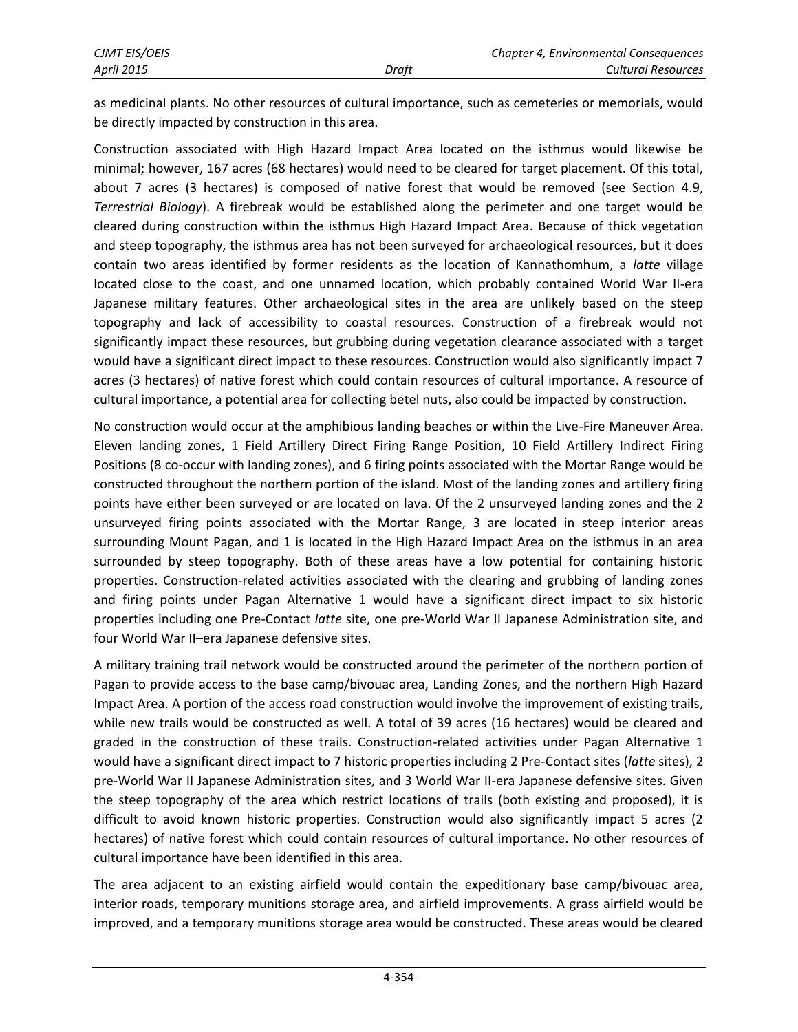as medicinal plants. No other resources of cultural importance, such as cemeteries or memorials, would be directly impacted by construction in this area.

Construction associated with High Hazard Impact Area located on the isthmus would likewise be minimal; however, 167 acres (68 hectares) would need to be cleared for target placement. Of this total, about 7 acres (3 hectares) is composed of native forest that would be removed (see Section 4.9, *Terrestrial Biology*). A firebreak would be established along the perimeter and one target would be cleared during construction within the isthmus High Hazard Impact Area. Because of thick vegetation and steep topography, the isthmus area has not been surveyed for archaeological resources, but it does contain two areas identified by former residents as the location of Kannathomhum, a *latte* village located close to the coast, and one unnamed location, which probably contained World War II-era Japanese military features. Other archaeological sites in the area are unlikely based on the steep topography and lack of accessibility to coastal resources. Construction of a firebreak would not significantly impact these resources, but grubbing during vegetation clearance associated with a target would have a significant direct impact to these resources. Construction would also significantly impact 7 acres (3 hectares) of native forest which could contain resources of cultural importance. A resource of cultural importance, a potential area for collecting betel nuts, also could be impacted by construction.

No construction would occur at the amphibious landing beaches or within the Live-Fire Maneuver Area. Eleven landing zones, 1 Field Artillery Direct Firing Range Position, 10 Field Artillery Indirect Firing Positions (8 co-occur with landing zones), and 6 firing points associated with the Mortar Range would be constructed throughout the northern portion of the island. Most of the landing zones and artillery firing points have either been surveyed or are located on lava. Of the 2 unsurveyed landing zones and the 2 unsurveyed firing points associated with the Mortar Range, 3 are located in steep interior areas surrounding Mount Pagan, and 1 is located in the High Hazard Impact Area on the isthmus in an area surrounded by steep topography. Both of these areas have a low potential for containing historic properties. Construction-related activities associated with the clearing and grubbing of landing zones and firing points under Pagan Alternative 1 would have a significant direct impact to six historic properties including one Pre-Contact *latte* site, one pre-World War II Japanese Administration site, and four World War II–era Japanese defensive sites.

A military training trail network would be constructed around the perimeter of the northern portion of Pagan to provide access to the base camp/bivouac area, Landing Zones, and the northern High Hazard Impact Area. A portion of the access road construction would involve the improvement of existing trails, while new trails would be constructed as well. A total of 39 acres (16 hectares) would be cleared and graded in the construction of these trails. Construction-related activities under Pagan Alternative 1 would have a significant direct impact to 7 historic properties including 2 Pre-Contact sites (*latte* sites), 2 pre-World War II Japanese Administration sites, and 3 World War II-era Japanese defensive sites. Given the steep topography of the area which restrict locations of trails (both existing and proposed), it is difficult to avoid known historic properties. Construction would also significantly impact 5 acres (2 hectares) of native forest which could contain resources of cultural importance. No other resources of cultural importance have been identified in this area.

The area adjacent to an existing airfield would contain the expeditionary base camp/bivouac area, interior roads, temporary munitions storage area, and airfield improvements. A grass airfield would be improved, and a temporary munitions storage area would be constructed. These areas would be cleared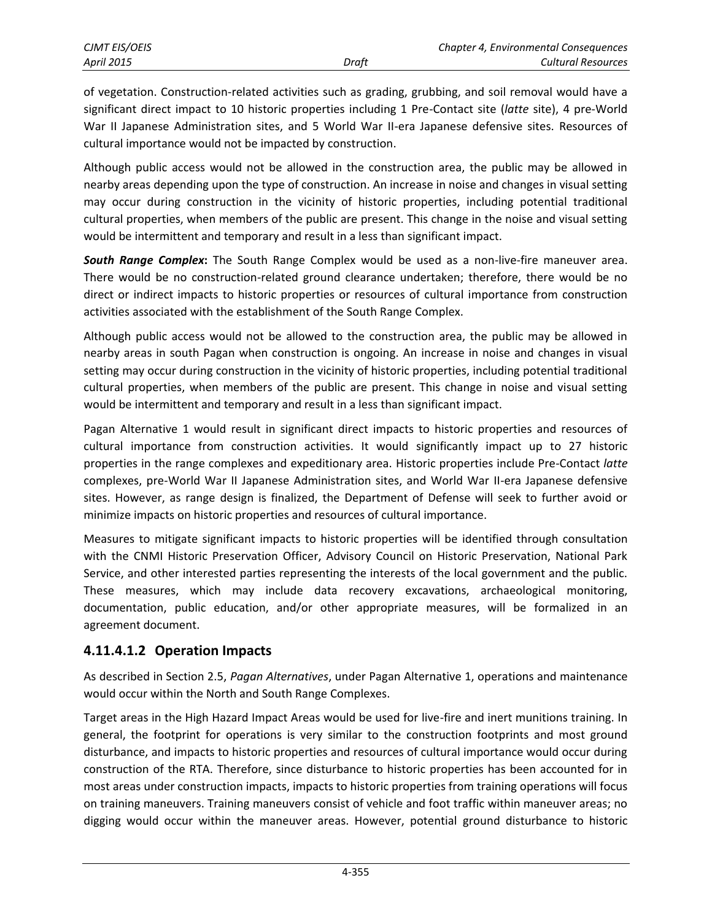of vegetation. Construction-related activities such as grading, grubbing, and soil removal would have a significant direct impact to 10 historic properties including 1 Pre-Contact site (*latte* site), 4 pre-World War II Japanese Administration sites, and 5 World War II-era Japanese defensive sites. Resources of cultural importance would not be impacted by construction.

Although public access would not be allowed in the construction area, the public may be allowed in nearby areas depending upon the type of construction. An increase in noise and changes in visual setting may occur during construction in the vicinity of historic properties, including potential traditional cultural properties, when members of the public are present. This change in the noise and visual setting would be intermittent and temporary and result in a less than significant impact.

***South Range Complex*:** The South Range Complex would be used as a non-live-fire maneuver area. There would be no construction-related ground clearance undertaken; therefore, there would be no direct or indirect impacts to historic properties or resources of cultural importance from construction activities associated with the establishment of the South Range Complex.

Although public access would not be allowed to the construction area, the public may be allowed in nearby areas in south Pagan when construction is ongoing. An increase in noise and changes in visual setting may occur during construction in the vicinity of historic properties, including potential traditional cultural properties, when members of the public are present. This change in noise and visual setting would be intermittent and temporary and result in a less than significant impact.

Pagan Alternative 1 would result in significant direct impacts to historic properties and resources of cultural importance from construction activities. It would significantly impact up to 27 historic properties in the range complexes and expeditionary area. Historic properties include Pre-Contact *latte* complexes, pre-World War II Japanese Administration sites, and World War II-era Japanese defensive sites. However, as range design is finalized, the Department of Defense will seek to further avoid or minimize impacts on historic properties and resources of cultural importance.

Measures to mitigate significant impacts to historic properties will be identified through consultation with the CNMI Historic Preservation Officer, Advisory Council on Historic Preservation, National Park Service, and other interested parties representing the interests of the local government and the public. These measures, which may include data recovery excavations, archaeological monitoring, documentation, public education, and/or other appropriate measures, will be formalized in an agreement document.

## 4.11.4.1.2 Operation Impacts

As described in Section 2.5, *Pagan Alternatives*, under Pagan Alternative 1, operations and maintenance would occur within the North and South Range Complexes.

Target areas in the High Hazard Impact Areas would be used for live-fire and inert munitions training. In general, the footprint for operations is very similar to the construction footprints and most ground disturbance, and impacts to historic properties and resources of cultural importance would occur during construction of the RTA. Therefore, since disturbance to historic properties has been accounted for in most areas under construction impacts, impacts to historic properties from training operations will focus on training maneuvers. Training maneuvers consist of vehicle and foot traffic within maneuver areas; no digging would occur within the maneuver areas. However, potential ground disturbance to historic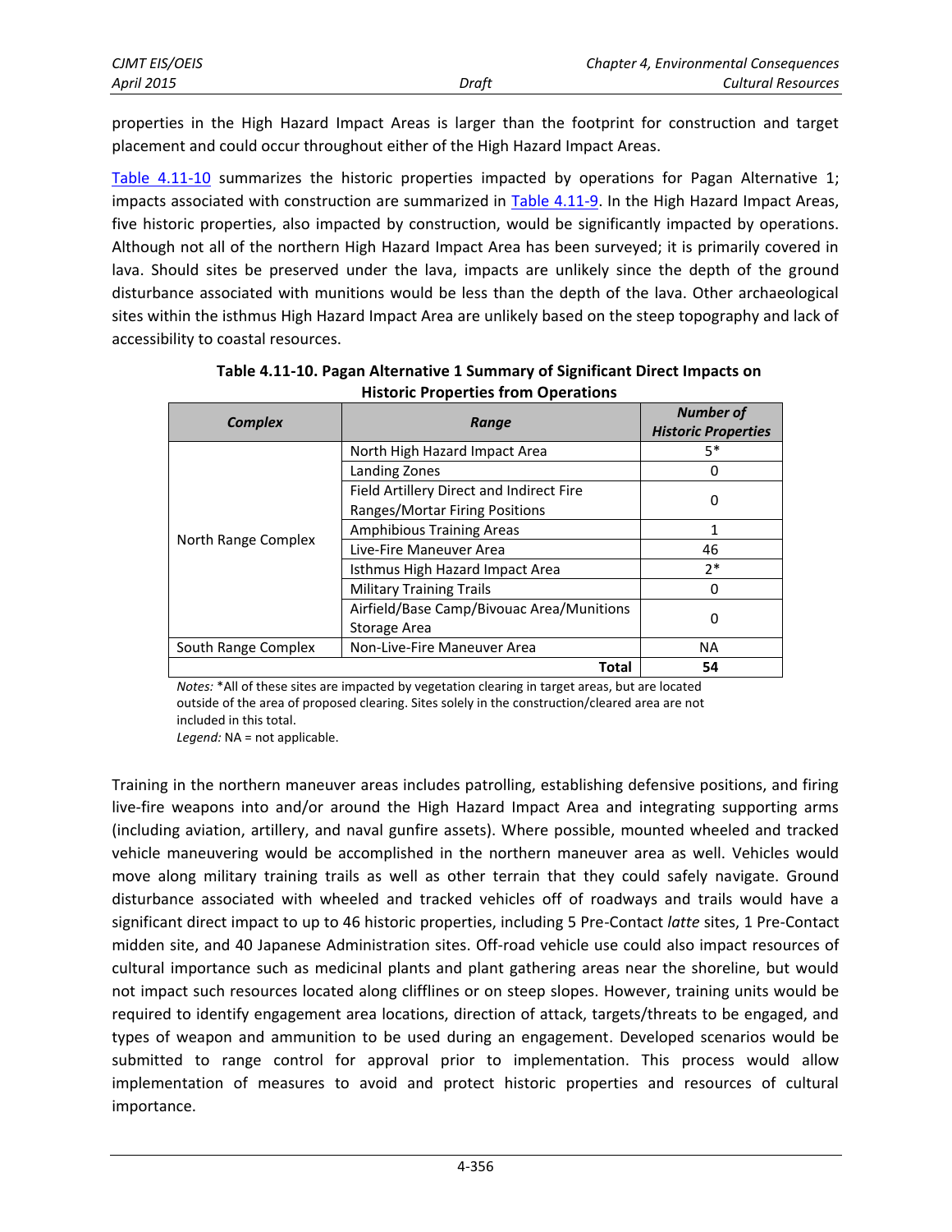properties in the High Hazard Impact Areas is larger than the footprint for construction and target placement and could occur throughout either of the High Hazard Impact Areas.

Table 4.11-10 summarizes the historic properties impacted by operations for Pagan Alternative 1; impacts associated with construction are summarized in Table 4.11-9. In the High Hazard Impact Areas, five historic properties, also impacted by construction, would be significantly impacted by operations. Although not all of the northern High Hazard Impact Area has been surveyed; it is primarily covered in lava. Should sites be preserved under the lava, impacts are unlikely since the depth of the ground disturbance associated with munitions would be less than the depth of the lava. Other archaeological sites within the isthmus High Hazard Impact Area are unlikely based on the steep topography and lack of accessibility to coastal resources.

**Table 4.11-10. Pagan Alternative 1 Summary of Significant Direct Impacts on Historic Properties from Operations**

| *Complex* | *Range* | *Number of Historic Properties* |
|---|---|---|
| North Range Complex | North High Hazard Impact Area | 5* |
| | Landing Zones | 0 |
| | Field Artillery Direct and Indirect Fire Ranges/Mortar Firing Positions | 0 |
| | Amphibious Training Areas | 1 |
| | Live-Fire Maneuver Area | 46 |
| | Isthmus High Hazard Impact Area | 2* |
| | Military Training Trails | 0 |
| | Airfield/Base Camp/Bivouac Area/Munitions Storage Area | 0 |
| South Range Complex | Non-Live-Fire Maneuver Area | NA |
| | **Total** | **54** |

*Notes:* *All of these sites are impacted by vegetation clearing in target areas, but are located outside of the area of proposed clearing. Sites solely in the construction/cleared area are not included in this total.

*Legend:* NA = not applicable.

Training in the northern maneuver areas includes patrolling, establishing defensive positions, and firing live-fire weapons into and/or around the High Hazard Impact Area and integrating supporting arms (including aviation, artillery, and naval gunfire assets). Where possible, mounted wheeled and tracked vehicle maneuvering would be accomplished in the northern maneuver area as well. Vehicles would move along military training trails as well as other terrain that they could safely navigate. Ground disturbance associated with wheeled and tracked vehicles off of roadways and trails would have a significant direct impact to up to 46 historic properties, including 5 Pre-Contact *latte* sites, 1 Pre-Contact midden site, and 40 Japanese Administration sites. Off-road vehicle use could also impact resources of cultural importance such as medicinal plants and plant gathering areas near the shoreline, but would not impact such resources located along cliffines or on steep slopes. However, training units would be required to identify engagement area locations, direction of attack, targets/threats to be engaged, and types of weapon and ammunition to be used during an engagement. Developed scenarios would be submitted to range control for approval prior to implementation. This process would allow implementation of measures to avoid and protect historic properties and resources of cultural importance.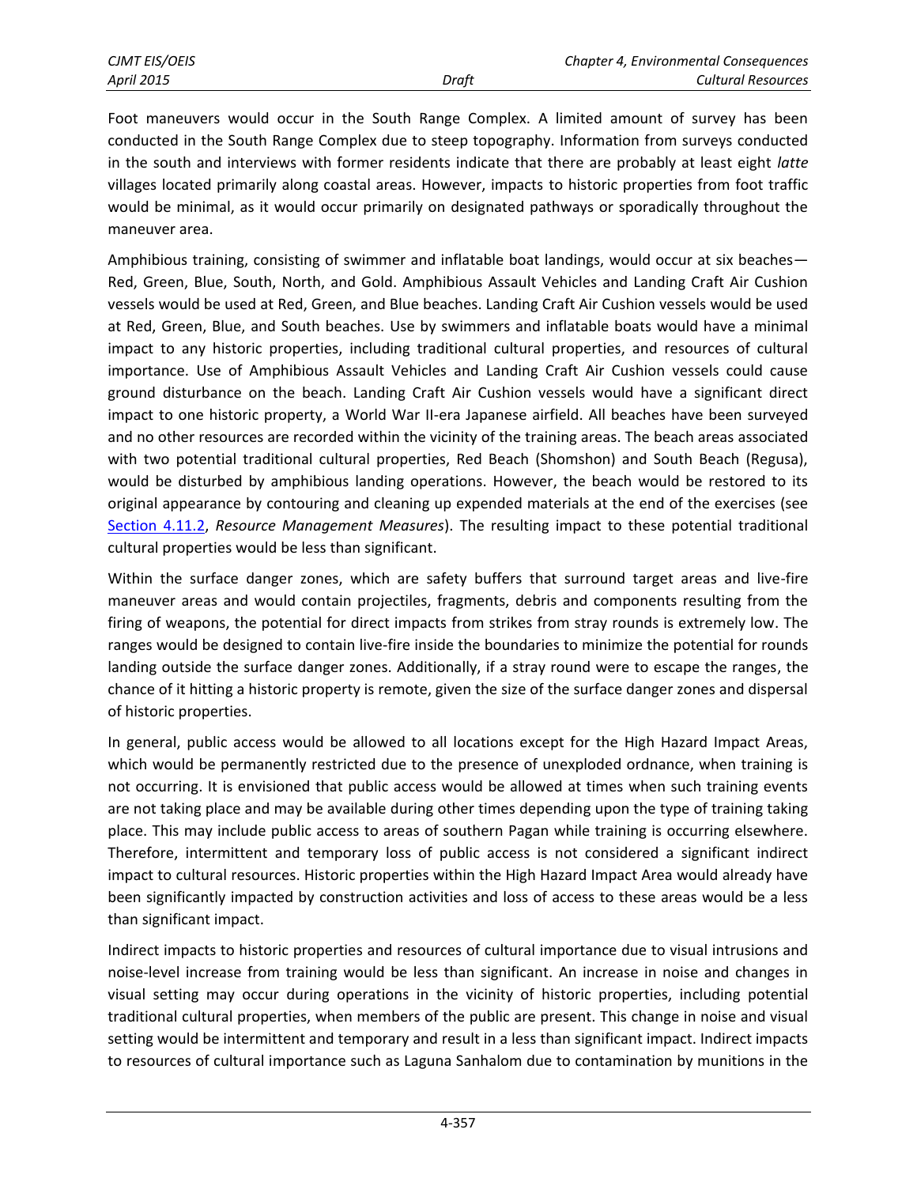Foot maneuvers would occur in the South Range Complex. A limited amount of survey has been conducted in the South Range Complex due to steep topography. Information from surveys conducted in the south and interviews with former residents indicate that there are probably at least eight *latte* villages located primarily along coastal areas. However, impacts to historic properties from foot traffic would be minimal, as it would occur primarily on designated pathways or sporadically throughout the maneuver area.

Amphibious training, consisting of swimmer and inflatable boat landings, would occur at six beaches—Red, Green, Blue, South, North, and Gold. Amphibious Assault Vehicles and Landing Craft Air Cushion vessels would be used at Red, Green, and Blue beaches. Landing Craft Air Cushion vessels would be used at Red, Green, Blue, and South beaches. Use by swimmers and inflatable boats would have a minimal impact to any historic properties, including traditional cultural properties, and resources of cultural importance. Use of Amphibious Assault Vehicles and Landing Craft Air Cushion vessels could cause ground disturbance on the beach. Landing Craft Air Cushion vessels would have a significant direct impact to one historic property, a World War II-era Japanese airfield. All beaches have been surveyed and no other resources are recorded within the vicinity of the training areas. The beach areas associated with two potential traditional cultural properties, Red Beach (Shomshon) and South Beach (Regusa), would be disturbed by amphibious landing operations. However, the beach would be restored to its original appearance by contouring and cleaning up expended materials at the end of the exercises (see Section 4.11.2, *Resource Management Measures*). The resulting impact to these potential traditional cultural properties would be less than significant.

Within the surface danger zones, which are safety buffers that surround target areas and live-fire maneuver areas and would contain projectiles, fragments, debris and components resulting from the firing of weapons, the potential for direct impacts from strikes from stray rounds is extremely low. The ranges would be designed to contain live-fire inside the boundaries to minimize the potential for rounds landing outside the surface danger zones. Additionally, if a stray round were to escape the ranges, the chance of it hitting a historic property is remote, given the size of the surface danger zones and dispersal of historic properties.

In general, public access would be allowed to all locations except for the High Hazard Impact Areas, which would be permanently restricted due to the presence of unexploded ordnance, when training is not occurring. It is envisioned that public access would be allowed at times when such training events are not taking place and may be available during other times depending upon the type of training taking place. This may include public access to areas of southern Pagan while training is occurring elsewhere. Therefore, intermittent and temporary loss of public access is not considered a significant indirect impact to cultural resources. Historic properties within the High Hazard Impact Area would already have been significantly impacted by construction activities and loss of access to these areas would be a less than significant impact.

Indirect impacts to historic properties and resources of cultural importance due to visual intrusions and noise-level increase from training would be less than significant. An increase in noise and changes in visual setting may occur during operations in the vicinity of historic properties, including potential traditional cultural properties, when members of the public are present. This change in noise and visual setting would be intermittent and temporary and result in a less than significant impact. Indirect impacts to resources of cultural importance such as Laguna Sanhalom due to contamination by munitions in the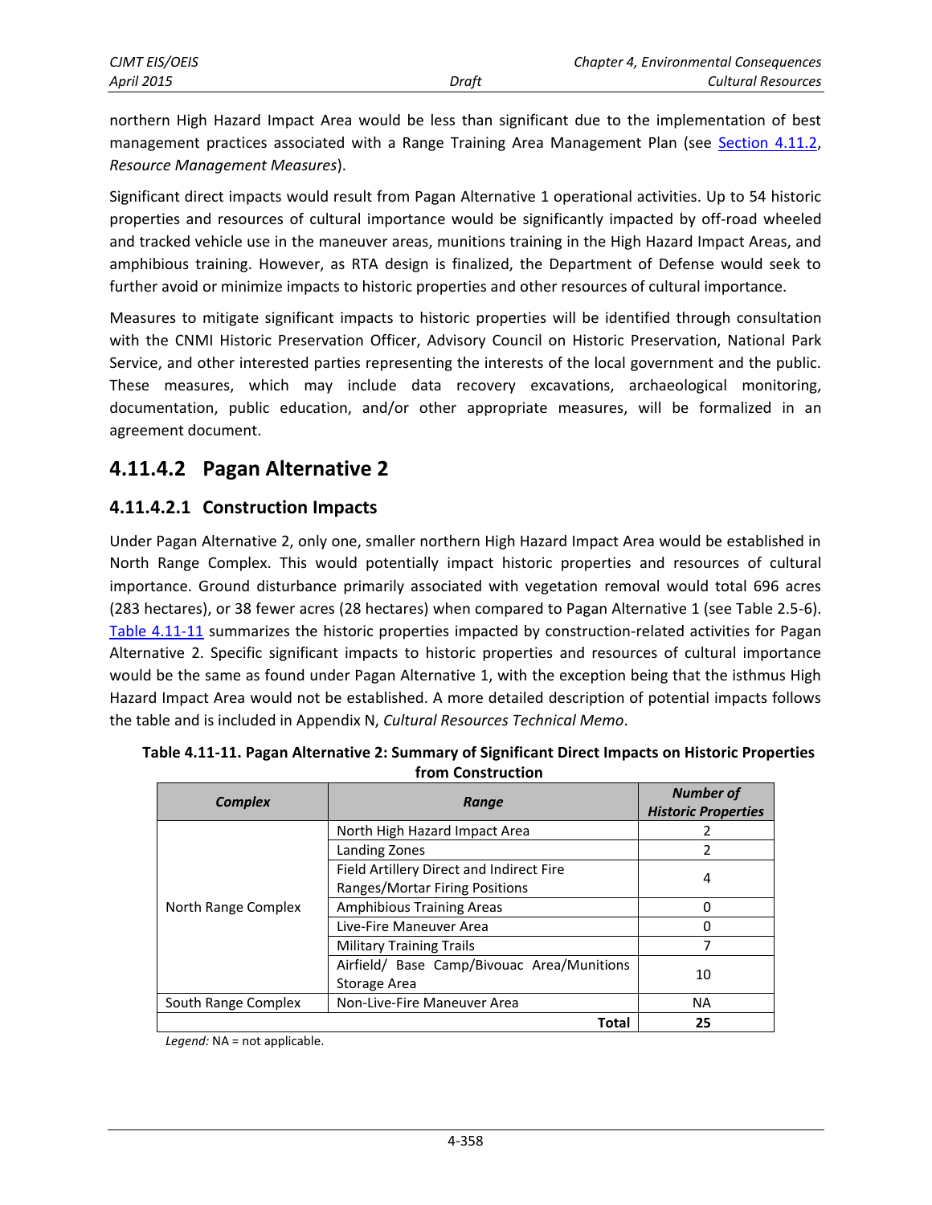northern High Hazard Impact Area would be less than significant due to the implementation of best management practices associated with a Range Training Area Management Plan (see Section 4.11.2, *Resource Management Measures*).

Significant direct impacts would result from Pagan Alternative 1 operational activities. Up to 54 historic properties and resources of cultural importance would be significantly impacted by off-road wheeled and tracked vehicle use in the maneuver areas, munitions training in the High Hazard Impact Areas, and amphibious training. However, as RTA design is finalized, the Department of Defense would seek to further avoid or minimize impacts to historic properties and other resources of cultural importance.

Measures to mitigate significant impacts to historic properties will be identified through consultation with the CNMI Historic Preservation Officer, Advisory Council on Historic Preservation, National Park Service, and other interested parties representing the interests of the local government and the public. These measures, which may include data recovery excavations, archaeological monitoring, documentation, public education, and/or other appropriate measures, will be formalized in an agreement document.

## 4.11.4.2 Pagan Alternative 2

### 4.11.4.2.1 Construction Impacts

Under Pagan Alternative 2, only one, smaller northern High Hazard Impact Area would be established in North Range Complex. This would potentially impact historic properties and resources of cultural importance. Ground disturbance primarily associated with vegetation removal would total 696 acres (283 hectares), or 38 fewer acres (28 hectares) when compared to Pagan Alternative 1 (see Table 2.5-6). Table 4.11-11 summarizes the historic properties impacted by construction-related activities for Pagan Alternative 2. Specific significant impacts to historic properties and resources of cultural importance would be the same as found under Pagan Alternative 1, with the exception being that the isthmus High Hazard Impact Area would not be established. A more detailed description of potential impacts follows the table and is included in Appendix N, *Cultural Resources Technical Memo*.

**Table 4.11-11. Pagan Alternative 2: Summary of Significant Direct Impacts on Historic Properties from Construction**

| *Complex* | *Range* | *Number of Historic Properties* |
|---|---|---|
| North Range Complex | North High Hazard Impact Area | 2 |
| | Landing Zones | 2 |
| | Field Artillery Direct and Indirect Fire Ranges/Mortar Firing Positions | 4 |
| | Amphibious Training Areas | 0 |
| | Live-Fire Maneuver Area | 0 |
| | Military Training Trails | 7 |
| | Airfield/ Base Camp/Bivouac Area/Munitions Storage Area | 10 |
| South Range Complex | Non-Live-Fire Maneuver Area | NA |
| | **Total** | **25** |

*Legend:* NA = not applicable.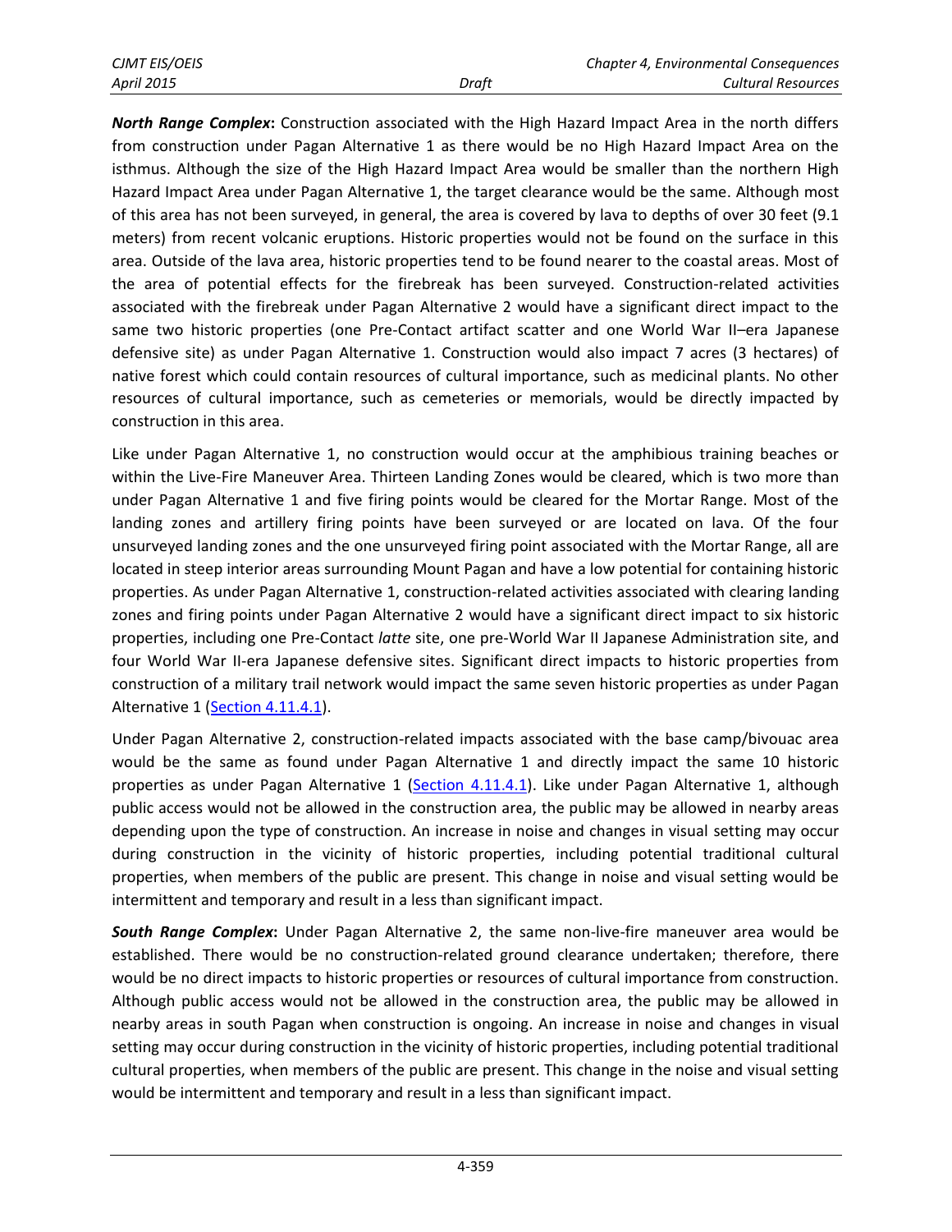***North Range Complex*****:** Construction associated with the High Hazard Impact Area in the north differs from construction under Pagan Alternative 1 as there would be no High Hazard Impact Area on the isthmus. Although the size of the High Hazard Impact Area would be smaller than the northern High Hazard Impact Area under Pagan Alternative 1, the target clearance would be the same. Although most of this area has not been surveyed, in general, the area is covered by lava to depths of over 30 feet (9.1 meters) from recent volcanic eruptions. Historic properties would not be found on the surface in this area. Outside of the lava area, historic properties tend to be found nearer to the coastal areas. Most of the area of potential effects for the firebreak has been surveyed. Construction-related activities associated with the firebreak under Pagan Alternative 2 would have a significant direct impact to the same two historic properties (one Pre-Contact artifact scatter and one World War II–era Japanese defensive site) as under Pagan Alternative 1. Construction would also impact 7 acres (3 hectares) of native forest which could contain resources of cultural importance, such as medicinal plants. No other resources of cultural importance, such as cemeteries or memorials, would be directly impacted by construction in this area.

Like under Pagan Alternative 1, no construction would occur at the amphibious training beaches or within the Live-Fire Maneuver Area. Thirteen Landing Zones would be cleared, which is two more than under Pagan Alternative 1 and five firing points would be cleared for the Mortar Range. Most of the landing zones and artillery firing points have been surveyed or are located on lava. Of the four unsurveyed landing zones and the one unsurveyed firing point associated with the Mortar Range, all are located in steep interior areas surrounding Mount Pagan and have a low potential for containing historic properties. As under Pagan Alternative 1, construction-related activities associated with clearing landing zones and firing points under Pagan Alternative 2 would have a significant direct impact to six historic properties, including one Pre-Contact *latte* site, one pre-World War II Japanese Administration site, and four World War II-era Japanese defensive sites. Significant direct impacts to historic properties from construction of a military trail network would impact the same seven historic properties as under Pagan Alternative 1 (Section 4.11.4.1).

Under Pagan Alternative 2, construction-related impacts associated with the base camp/bivouac area would be the same as found under Pagan Alternative 1 and directly impact the same 10 historic properties as under Pagan Alternative 1 (Section 4.11.4.1). Like under Pagan Alternative 1, although public access would not be allowed in the construction area, the public may be allowed in nearby areas depending upon the type of construction. An increase in noise and changes in visual setting may occur during construction in the vicinity of historic properties, including potential traditional cultural properties, when members of the public are present. This change in noise and visual setting would be intermittent and temporary and result in a less than significant impact.

***South Range Complex*****:** Under Pagan Alternative 2, the same non-live-fire maneuver area would be established. There would be no construction-related ground clearance undertaken; therefore, there would be no direct impacts to historic properties or resources of cultural importance from construction. Although public access would not be allowed in the construction area, the public may be allowed in nearby areas in south Pagan when construction is ongoing. An increase in noise and changes in visual setting may occur during construction in the vicinity of historic properties, including potential traditional cultural properties, when members of the public are present. This change in the noise and visual setting would be intermittent and temporary and result in a less than significant impact.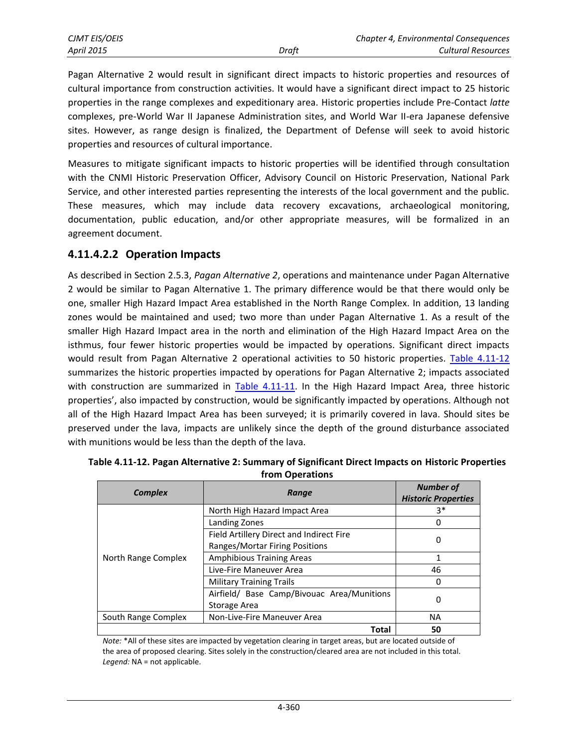Pagan Alternative 2 would result in significant direct impacts to historic properties and resources of cultural importance from construction activities. It would have a significant direct impact to 25 historic properties in the range complexes and expeditionary area. Historic properties include Pre-Contact *latte* complexes, pre-World War II Japanese Administration sites, and World War II-era Japanese defensive sites. However, as range design is finalized, the Department of Defense will seek to avoid historic properties and resources of cultural importance.

Measures to mitigate significant impacts to historic properties will be identified through consultation with the CNMI Historic Preservation Officer, Advisory Council on Historic Preservation, National Park Service, and other interested parties representing the interests of the local government and the public. These measures, which may include data recovery excavations, archaeological monitoring, documentation, public education, and/or other appropriate measures, will be formalized in an agreement document.

### 4.11.4.2.2 Operation Impacts

As described in Section 2.5.3, *Pagan Alternative 2*, operations and maintenance under Pagan Alternative 2 would be similar to Pagan Alternative 1. The primary difference would be that there would only be one, smaller High Hazard Impact Area established in the North Range Complex. In addition, 13 landing zones would be maintained and used; two more than under Pagan Alternative 1. As a result of the smaller High Hazard Impact area in the north and elimination of the High Hazard Impact Area on the isthmus, four fewer historic properties would be impacted by operations. Significant direct impacts would result from Pagan Alternative 2 operational activities to 50 historic properties. Table 4.11-12 summarizes the historic properties impacted by operations for Pagan Alternative 2; impacts associated with construction are summarized in Table 4.11-11. In the High Hazard Impact Area, three historic properties', also impacted by construction, would be significantly impacted by operations. Although not all of the High Hazard Impact Area has been surveyed; it is primarily covered in lava. Should sites be preserved under the lava, impacts are unlikely since the depth of the ground disturbance associated with munitions would be less than the depth of the lava.

**Table 4.11-12. Pagan Alternative 2: Summary of Significant Direct Impacts on Historic Properties from Operations**

| *Complex* | *Range* | *Number of Historic Properties* |
|---|---|---|
| North Range Complex | North High Hazard Impact Area | 3* |
| | Landing Zones | 0 |
| | Field Artillery Direct and Indirect Fire Ranges/Mortar Firing Positions | 0 |
| | Amphibious Training Areas | 1 |
| | Live-Fire Maneuver Area | 46 |
| | Military Training Trails | 0 |
| | Airfield/ Base Camp/Bivouac Area/Munitions Storage Area | 0 |
| South Range Complex | Non-Live-Fire Maneuver Area | NA |
| | **Total** | **50** |

*Note:* *All of these sites are impacted by vegetation clearing in target areas, but are located outside of the area of proposed clearing. Sites solely in the construction/cleared area are not included in this total.
*Legend:* NA = not applicable.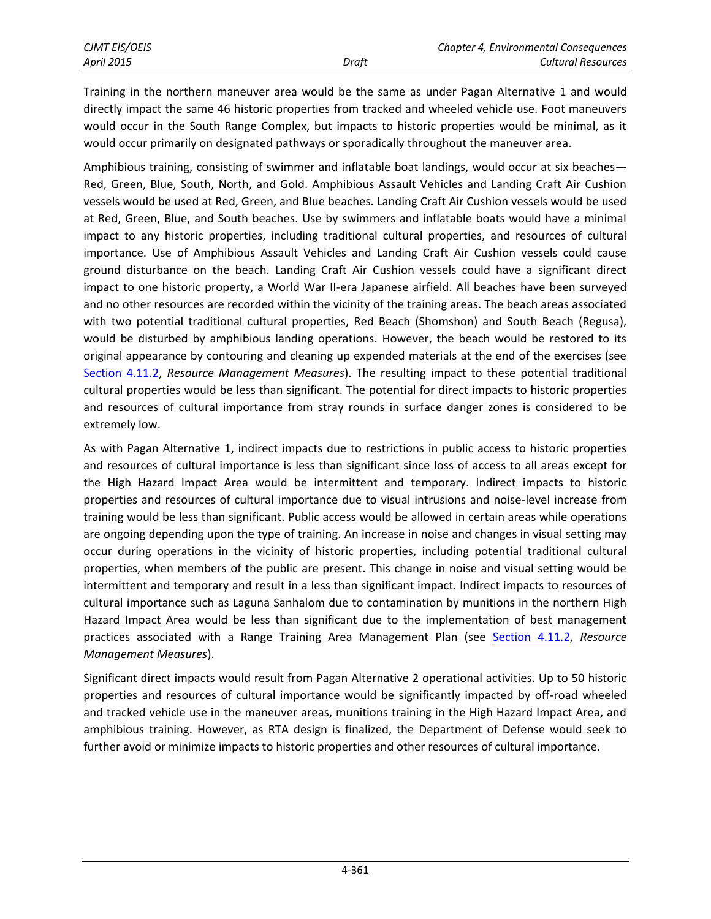Training in the northern maneuver area would be the same as under Pagan Alternative 1 and would directly impact the same 46 historic properties from tracked and wheeled vehicle use. Foot maneuvers would occur in the South Range Complex, but impacts to historic properties would be minimal, as it would occur primarily on designated pathways or sporadically throughout the maneuver area.

Amphibious training, consisting of swimmer and inflatable boat landings, would occur at six beaches—Red, Green, Blue, South, North, and Gold. Amphibious Assault Vehicles and Landing Craft Air Cushion vessels would be used at Red, Green, and Blue beaches. Landing Craft Air Cushion vessels would be used at Red, Green, Blue, and South beaches. Use by swimmers and inflatable boats would have a minimal impact to any historic properties, including traditional cultural properties, and resources of cultural importance. Use of Amphibious Assault Vehicles and Landing Craft Air Cushion vessels could cause ground disturbance on the beach. Landing Craft Air Cushion vessels could have a significant direct impact to one historic property, a World War II-era Japanese airfield. All beaches have been surveyed and no other resources are recorded within the vicinity of the training areas. The beach areas associated with two potential traditional cultural properties, Red Beach (Shomshon) and South Beach (Regusa), would be disturbed by amphibious landing operations. However, the beach would be restored to its original appearance by contouring and cleaning up expended materials at the end of the exercises (see Section 4.11.2, *Resource Management Measures*). The resulting impact to these potential traditional cultural properties would be less than significant. The potential for direct impacts to historic properties and resources of cultural importance from stray rounds in surface danger zones is considered to be extremely low.

As with Pagan Alternative 1, indirect impacts due to restrictions in public access to historic properties and resources of cultural importance is less than significant since loss of access to all areas except for the High Hazard Impact Area would be intermittent and temporary. Indirect impacts to historic properties and resources of cultural importance due to visual intrusions and noise-level increase from training would be less than significant. Public access would be allowed in certain areas while operations are ongoing depending upon the type of training. An increase in noise and changes in visual setting may occur during operations in the vicinity of historic properties, including potential traditional cultural properties, when members of the public are present. This change in noise and visual setting would be intermittent and temporary and result in a less than significant impact. Indirect impacts to resources of cultural importance such as Laguna Sanhalom due to contamination by munitions in the northern High Hazard Impact Area would be less than significant due to the implementation of best management practices associated with a Range Training Area Management Plan (see Section 4.11.2, *Resource Management Measures*).

Significant direct impacts would result from Pagan Alternative 2 operational activities. Up to 50 historic properties and resources of cultural importance would be significantly impacted by off-road wheeled and tracked vehicle use in the maneuver areas, munitions training in the High Hazard Impact Area, and amphibious training. However, as RTA design is finalized, the Department of Defense would seek to further avoid or minimize impacts to historic properties and other resources of cultural importance.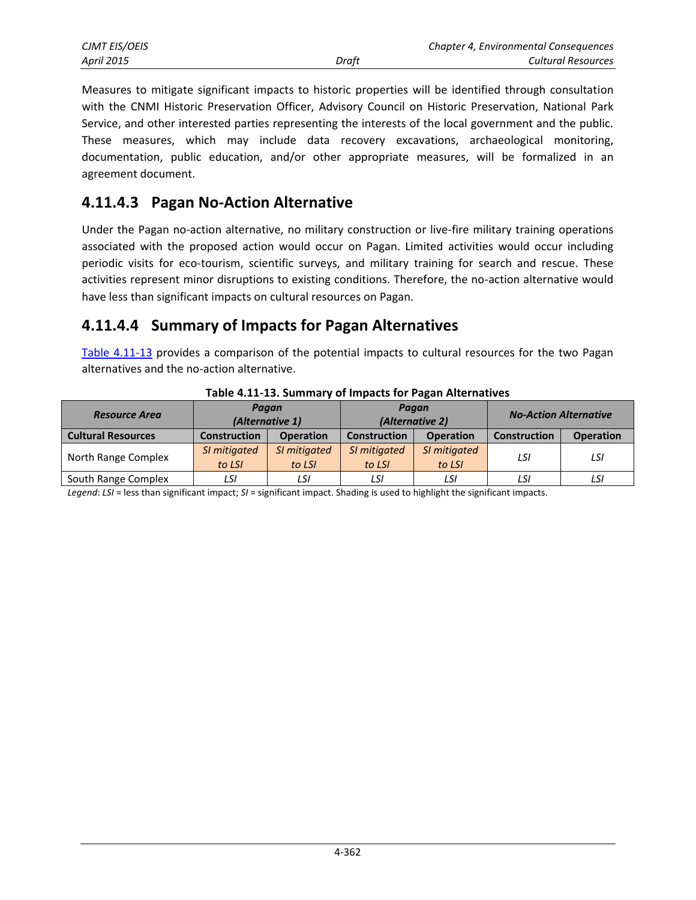Measures to mitigate significant impacts to historic properties will be identified through consultation with the CNMI Historic Preservation Officer, Advisory Council on Historic Preservation, National Park Service, and other interested parties representing the interests of the local government and the public. These measures, which may include data recovery excavations, archaeological monitoring, documentation, public education, and/or other appropriate measures, will be formalized in an agreement document.

## 4.11.4.3 Pagan No-Action Alternative

Under the Pagan no-action alternative, no military construction or live-fire military training operations associated with the proposed action would occur on Pagan. Limited activities would occur including periodic visits for eco-tourism, scientific surveys, and military training for search and rescue. These activities represent minor disruptions to existing conditions. Therefore, the no-action alternative would have less than significant impacts on cultural resources on Pagan.

## 4.11.4.4 Summary of Impacts for Pagan Alternatives

Table 4.11-13 provides a comparison of the potential impacts to cultural resources for the two Pagan alternatives and the no-action alternative.

**Table 4.11-13. Summary of Impacts for Pagan Alternatives**

| *Resource Area* | *Pagan (Alternative 1)* | | *Pagan (Alternative 2)* | | *No-Action Alternative* | |
|---|---|---|---|---|---|---|
| **Cultural Resources** | **Construction** | **Operation** | **Construction** | **Operation** | **Construction** | **Operation** |
| North Range Complex | *SI mitigated to LSI* | *SI mitigated to LSI* | *SI mitigated to LSI* | *SI mitigated to LSI* | *LSI* | *LSI* |
| South Range Complex | *LSI* | *LSI* | *LSI* | *LSI* | *LSI* | *LSI* |

*Legend*: *LSI* = less than significant impact; *SI* = significant impact. Shading is used to highlight the significant impacts.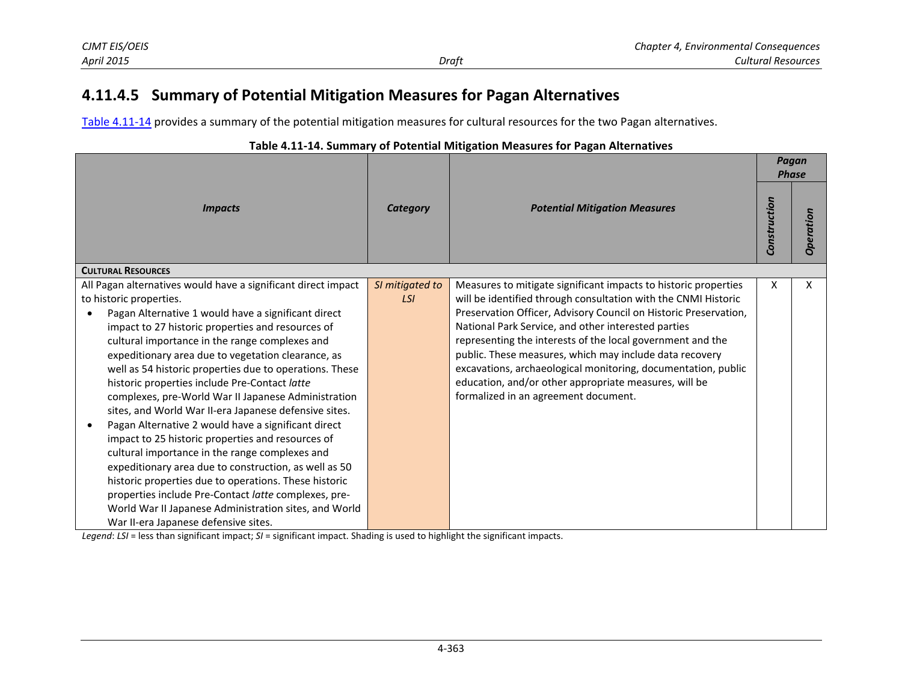### 4.11.4.5 Summary of Potential Mitigation Measures for Pagan Alternatives

Table 4.11-14 provides a summary of the potential mitigation measures for cultural resources for the two Pagan alternatives.

**Table 4.11-14. Summary of Potential Mitigation Measures for Pagan Alternatives**

| *Impacts* | *Category* | *Potential Mitigation Measures* | *Pagan Phase* | |
|---|---|---|---|---|
| | | | *Construction* | *Operation* |
| **CULTURAL RESOURCES** | | | | |
| All Pagan alternatives would have a significant direct impact to historic properties.<br>• Pagan Alternative 1 would have a significant direct impact to 27 historic properties and resources of cultural importance in the range complexes and expeditionary area due to vegetation clearance, as well as 54 historic properties due to operations. These historic properties include Pre-Contact *latte* complexes, pre-World War II Japanese Administration sites, and World War II-era Japanese defensive sites.<br>• Pagan Alternative 2 would have a significant direct impact to 25 historic properties and resources of cultural importance in the range complexes and expeditionary area due to construction, as well as 50 historic properties due to operations. These historic properties include Pre-Contact *latte* complexes, pre-World War II Japanese Administration sites, and World War II-era Japanese defensive sites. | *SI mitigated to LSI* | Measures to mitigate significant impacts to historic properties will be identified through consultation with the CNMI Historic Preservation Officer, Advisory Council on Historic Preservation, National Park Service, and other interested parties representing the interests of the local government and the public. These measures, which may include data recovery excavations, archaeological monitoring, documentation, public education, and/or other appropriate measures, will be formalized in an agreement document. | X | X |

*Legend*: *LSI* = less than significant impact; *SI* = significant impact. Shading is used to highlight the significant impacts.